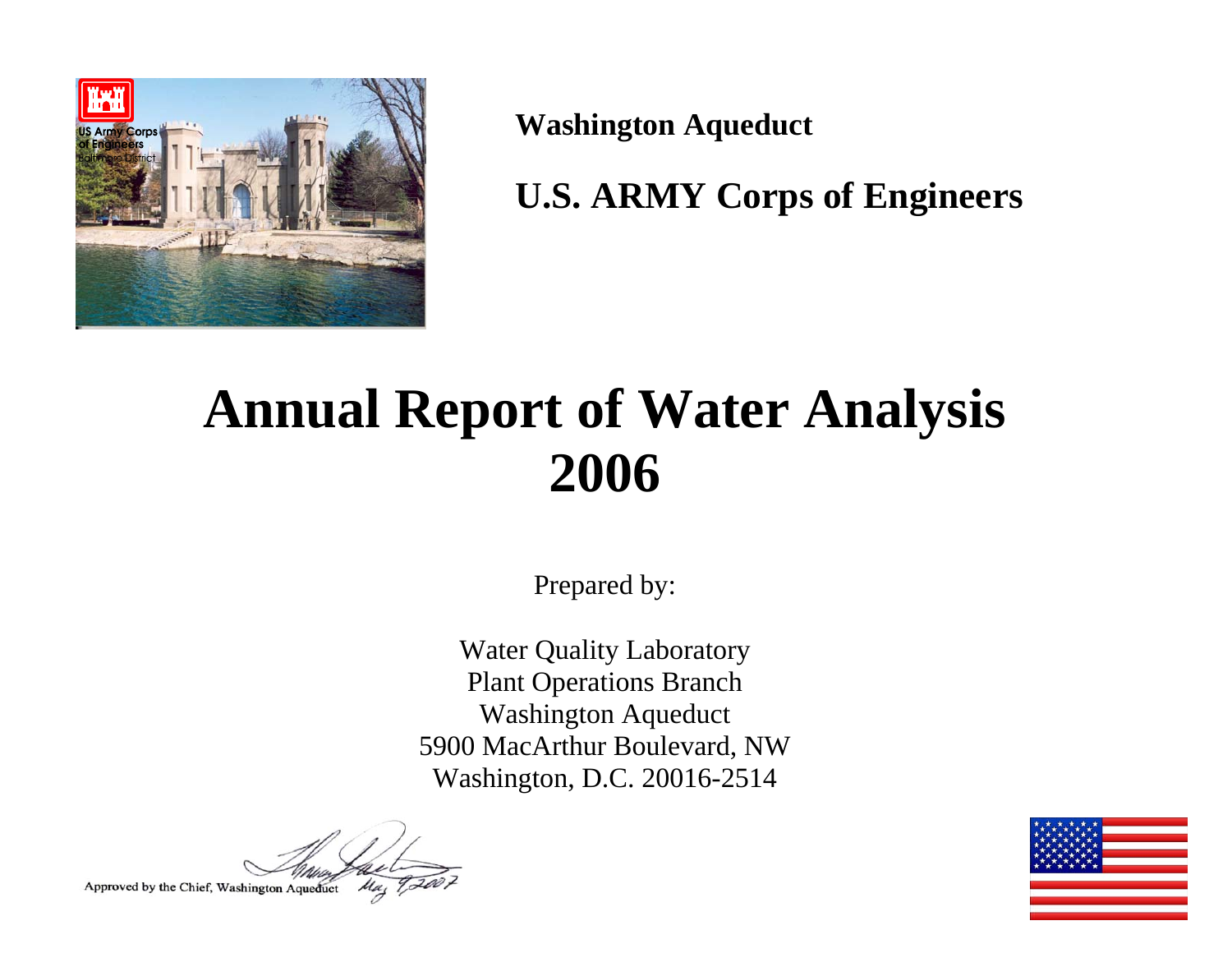**Washington Aqueduct**

**U.S. ARMY Corps of Engineers**

# Annual Report of Water Analysis 2006

Prepared by:

Water Quality Laboratory
Plant Operations Branch
Washington Aqueduct
5900 MacArthur Boulevard, NW
Washington, D.C. 20016-2514

Approved by the Chief, Washington Aqueduct May 9, 2007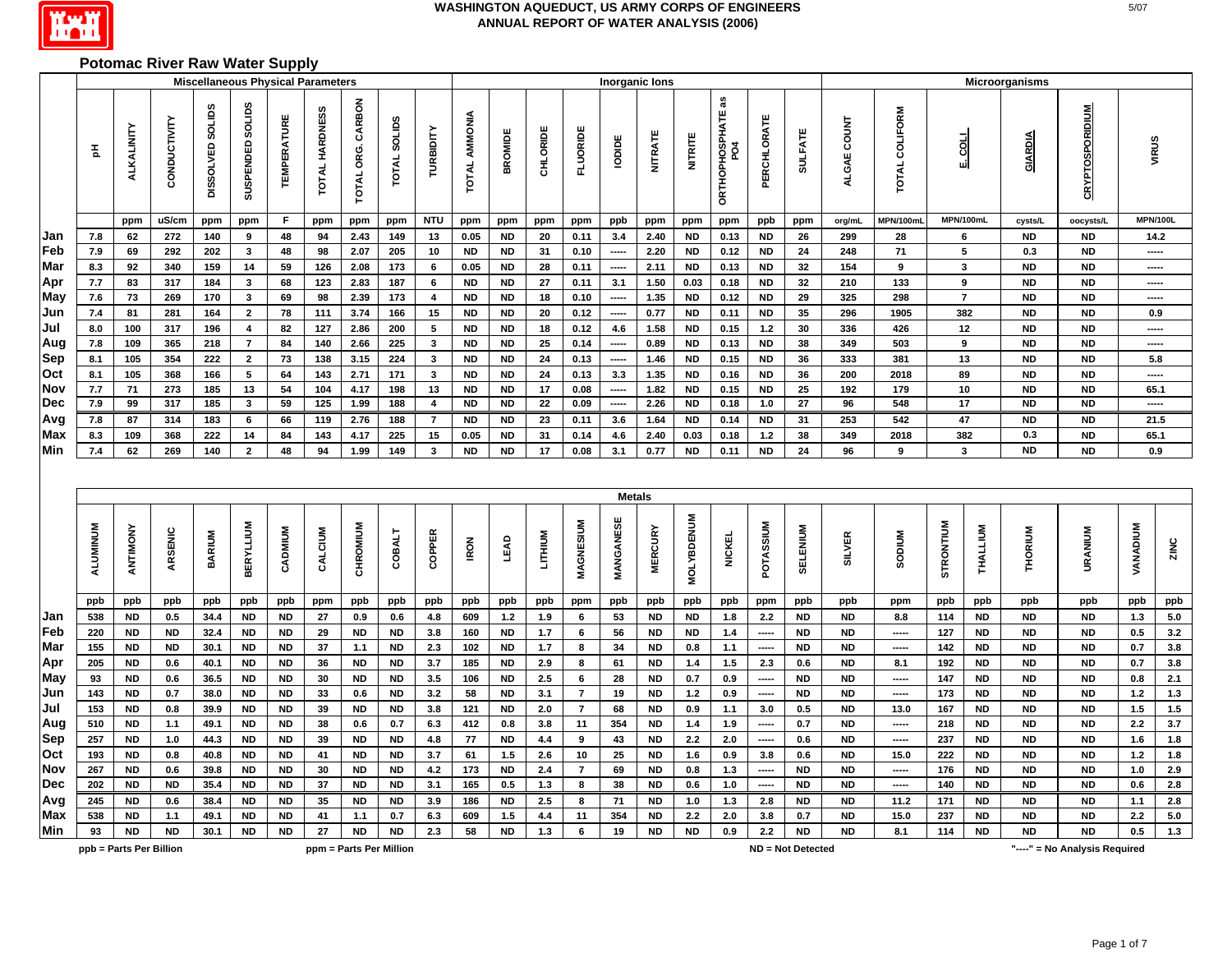## WASHINGTON AQUEDUCT, US ARMY CORPS OF ENGINEERS
## ANNUAL REPORT OF WATER ANALYSIS (2006)

### Potomac River Raw Water Supply

| | Miscellaneous Physical Parameters | | | | | | | | | | Inorganic Ions | | | | | | | | | | Microorganisms | | | | | |
|---|---|---|---|---|---|---|---|---|---|---|---|---|---|---|---|---|---|---|---|---|---|---|---|---|---|---|
| | pH | ALKALINITY | CONDUCTIVITY | DISSOLVED SOLIDS | SUSPENDED SOLIDS | TEMPERATURE | TOTAL HARDNESS | TOTAL ORG. CARBON | TOTAL SOLIDS | TURBIDITY | TOTAL AMMONIA | BROMIDE | CHLORIDE | FLUORIDE | IODIDE | NITRATE | NITRITE | ORTHOPHOSPHATE as PO4 | PERCHLORATE | SULFATE | ALGAE COUNT | TOTAL COLIFORM | E. COLI | GIARDIA | CRYPTOSPORIDIUM | VIRUS |
| | | ppm | uS/cm | ppm | ppm | F | ppm | ppm | ppm | NTU | ppm | ppm | ppm | ppm | ppb | ppm | ppm | ppm | ppb | ppm | org/mL | MPN/100mL | MPN/100mL | cysts/L | oocysts/L | MPN/100L |
| Jan | 7.8 | 62 | 272 | 140 | 9 | 48 | 94 | 2.43 | 149 | 13 | 0.05 | ND | 20 | 0.11 | 3.4 | 2.40 | ND | 0.13 | ND | 26 | 299 | 28 | 6 | ND | ND | 14.2 |
| Feb | 7.9 | 69 | 292 | 202 | 3 | 48 | 98 | 2.07 | 205 | 10 | ND | ND | 31 | 0.10 | ----- | 2.20 | ND | 0.12 | ND | 24 | 248 | 71 | 5 | 0.3 | ND | ----- |
| Mar | 8.3 | 92 | 340 | 159 | 14 | 59 | 126 | 2.08 | 173 | 6 | 0.05 | ND | 28 | 0.11 | ----- | 2.11 | ND | 0.13 | ND | 32 | 154 | 9 | 3 | ND | ND | ----- |
| Apr | 7.7 | 83 | 317 | 184 | 3 | 68 | 123 | 2.83 | 187 | 6 | ND | ND | 27 | 0.11 | 3.1 | 1.50 | 0.03 | 0.18 | ND | 32 | 210 | 133 | 9 | ND | ND | ----- |
| May | 7.6 | 73 | 269 | 170 | 3 | 69 | 98 | 2.39 | 173 | 4 | ND | ND | 18 | 0.10 | ----- | 1.35 | ND | 0.12 | ND | 29 | 325 | 298 | 7 | ND | ND | ----- |
| Jun | 7.4 | 81 | 281 | 164 | 2 | 78 | 111 | 3.74 | 166 | 15 | ND | ND | 20 | 0.12 | ----- | 0.77 | ND | 0.11 | ND | 35 | 296 | 1905 | 382 | ND | ND | 0.9 |
| Jul | 8.0 | 100 | 317 | 196 | 4 | 82 | 127 | 2.86 | 200 | 5 | ND | ND | 18 | 0.12 | 4.6 | 1.58 | ND | 0.15 | 1.2 | 30 | 336 | 426 | 12 | ND | ND | ----- |
| Aug | 7.8 | 109 | 365 | 218 | 7 | 84 | 140 | 2.66 | 225 | 3 | ND | ND | 25 | 0.14 | ----- | 0.89 | ND | 0.13 | ND | 38 | 349 | 503 | 9 | ND | ND | ----- |
| Sep | 8.1 | 105 | 354 | 222 | 2 | 73 | 138 | 3.15 | 224 | 3 | ND | ND | 24 | 0.13 | ----- | 1.46 | ND | 0.15 | ND | 36 | 333 | 381 | 13 | ND | ND | 5.8 |
| Oct | 8.1 | 105 | 368 | 166 | 5 | 64 | 143 | 2.71 | 171 | 3 | ND | ND | 24 | 0.13 | 3.3 | 1.35 | ND | 0.16 | ND | 36 | 200 | 2018 | 89 | ND | ND | ----- |
| Nov | 7.7 | 71 | 273 | 185 | 13 | 54 | 104 | 4.17 | 198 | 13 | ND | ND | 17 | 0.08 | ----- | 1.82 | ND | 0.15 | ND | 25 | 192 | 179 | 10 | ND | ND | 65.1 |
| Dec | 7.9 | 99 | 317 | 185 | 3 | 59 | 125 | 1.99 | 188 | 4 | ND | ND | 22 | 0.09 | ----- | 2.26 | ND | 0.18 | 1.0 | 27 | 96 | 548 | 17 | ND | ND | ----- |
| Avg | 7.8 | 87 | 314 | 183 | 6 | 66 | 119 | 2.76 | 188 | 7 | ND | ND | 23 | 0.11 | 3.6 | 1.64 | ND | 0.14 | ND | 31 | 253 | 542 | 47 | ND | ND | 21.5 |
| Max | 8.3 | 109 | 368 | 222 | 14 | 84 | 143 | 4.17 | 225 | 15 | 0.05 | ND | 31 | 0.14 | 4.6 | 2.40 | 0.03 | 0.18 | 1.2 | 38 | 349 | 2018 | 382 | 0.3 | ND | 65.1 |
| Min | 7.4 | 62 | 269 | 140 | 2 | 48 | 94 | 1.99 | 149 | 3 | ND | ND | 17 | 0.08 | 3.1 | 0.77 | ND | 0.11 | ND | 24 | 96 | 9 | 3 | ND | ND | 0.9 |

| | Metals | | | | | | | | | | | | | | | | | | | | | | | | | | | |
|---|---|---|---|---|---|---|---|---|---|---|---|---|---|---|---|---|---|---|---|---|---|---|---|---|---|---|---|---|
| | ALUMINUM | ANTIMONY | ARSENIC | BARIUM | BERYLLIUM | CADMIUM | CALCIUM | CHROMIUM | COBALT | COPPER | IRON | LEAD | LITHIUM | MAGNESIUM | MANGANESE | MERCURY | MOLYBDENUM | NICKEL | POTASSIUM | SELENIUM | SILVER | SODIUM | STRONTIUM | THALLIUM | THORIUM | URANIUM | VANADIUM | ZINC |
| | ppb | ppb | ppb | ppb | ppb | ppb | ppm | ppb | ppb | ppb | ppb | ppb | ppb | ppm | ppb | ppb | ppb | ppb | ppm | ppb | ppb | ppm | ppb | ppb | ppb | ppb | ppb | ppb |
| Jan | 538 | ND | 0.5 | 34.4 | ND | ND | 27 | 0.9 | 0.6 | 4.8 | 609 | 1.2 | 1.9 | 6 | 53 | ND | ND | 1.8 | 2.2 | ND | ND | 8.8 | 114 | ND | ND | ND | 1.3 | 5.0 |
| Feb | 220 | ND | ND | 32.4 | ND | ND | 29 | ND | ND | 3.8 | 160 | ND | 1.7 | 6 | 56 | ND | ND | 1.4 | ----- | ND | ND | ----- | 127 | ND | ND | ND | 0.5 | 3.2 |
| Mar | 155 | ND | ND | 30.1 | ND | ND | 37 | 1.1 | ND | 2.3 | 102 | ND | 1.7 | 8 | 34 | ND | 0.8 | 1.1 | ----- | ND | ND | ----- | 142 | ND | ND | ND | 0.7 | 3.8 |
| Apr | 205 | ND | 0.6 | 40.1 | ND | ND | 36 | ND | ND | 3.7 | 185 | ND | 2.9 | 8 | 61 | ND | 1.4 | 1.5 | 2.3 | 0.6 | ND | 8.1 | 192 | ND | ND | ND | 0.7 | 3.8 |
| May | 93 | ND | 0.6 | 36.5 | ND | ND | 30 | ND | ND | 3.5 | 106 | ND | 2.5 | 6 | 28 | ND | 0.7 | 0.9 | ----- | ND | ND | ----- | 147 | ND | ND | ND | 0.8 | 2.1 |
| Jun | 143 | ND | 0.7 | 38.0 | ND | ND | 33 | 0.6 | ND | 3.2 | 58 | ND | 3.1 | 7 | 19 | ND | 1.2 | 0.9 | ----- | ND | ND | ----- | 173 | ND | ND | ND | 1.2 | 1.3 |
| Jul | 153 | ND | 0.8 | 39.9 | ND | ND | 39 | ND | ND | 3.8 | 121 | ND | 2.0 | 7 | 68 | ND | 0.9 | 1.1 | 3.0 | 0.5 | ND | 13.0 | 167 | ND | ND | ND | 1.5 | 1.5 |
| Aug | 510 | ND | 1.1 | 49.1 | ND | ND | 38 | 0.6 | 0.7 | 6.3 | 412 | 0.8 | 3.8 | 11 | 354 | ND | 1.4 | 1.9 | ----- | 0.7 | ND | ----- | 218 | ND | ND | ND | 2.2 | 3.7 |
| Sep | 257 | ND | 1.0 | 44.3 | ND | ND | 39 | ND | ND | 4.8 | 77 | ND | 4.4 | 9 | 43 | ND | 2.2 | 2.0 | ----- | 0.6 | ND | ----- | 237 | ND | ND | ND | 1.6 | 1.8 |
| Oct | 193 | ND | 0.8 | 40.8 | ND | ND | 41 | ND | ND | 3.7 | 61 | 1.5 | 2.6 | 10 | 25 | ND | 1.6 | 0.9 | 3.8 | 0.6 | ND | 15.0 | 222 | ND | ND | ND | 1.2 | 1.8 |
| Nov | 267 | ND | 0.6 | 39.8 | ND | ND | 30 | ND | ND | 4.2 | 173 | ND | 2.4 | 7 | 69 | ND | 0.8 | 1.3 | ----- | ND | ND | ----- | 176 | ND | ND | ND | 1.0 | 2.9 |
| Dec | 202 | ND | ND | 35.4 | ND | ND | 37 | ND | ND | 3.1 | 165 | 0.5 | 1.3 | 8 | 38 | ND | 0.6 | 1.0 | ----- | ND | ND | ----- | 140 | ND | ND | ND | 0.6 | 2.8 |
| Avg | 245 | ND | 0.6 | 38.4 | ND | ND | 35 | ND | ND | 3.9 | 186 | ND | 2.5 | 8 | 71 | ND | 1.0 | 1.3 | 2.8 | ND | ND | 11.2 | 171 | ND | ND | ND | 1.1 | 2.8 |
| Max | 538 | ND | 1.1 | 49.1 | ND | ND | 41 | 1.1 | 0.7 | 6.3 | 609 | 1.5 | 4.4 | 11 | 354 | ND | 2.2 | 2.0 | 3.8 | 0.7 | ND | 15.0 | 237 | ND | ND | ND | 2.2 | 5.0 |
| Min | 93 | ND | ND | 30.1 | ND | ND | 27 | ND | ND | 2.3 | 58 | ND | 1.3 | 6 | 19 | ND | ND | 0.9 | 2.2 | ND | ND | 8.1 | 114 | ND | ND | ND | 0.5 | 1.3 |

ppb = Parts Per Billion    ppm = Parts Per Million    ND = Not Detected    "----" = No Analysis Required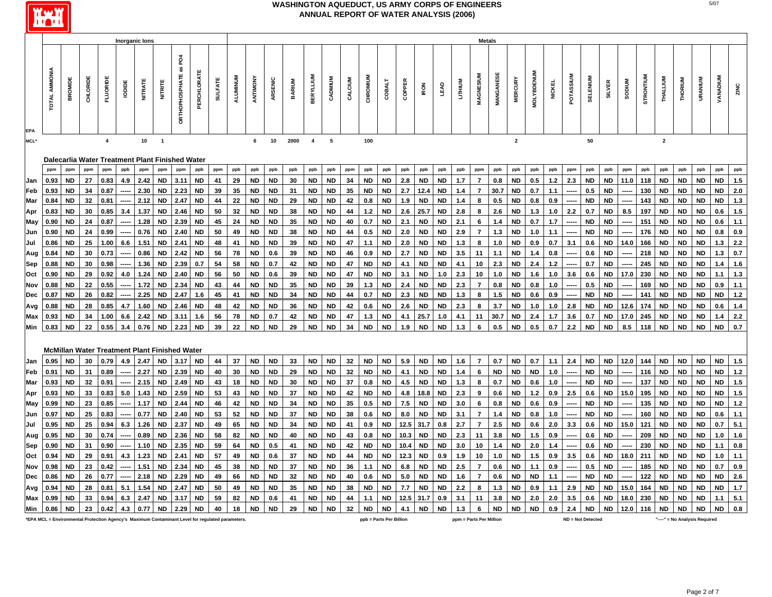# WASHINGTON AQUEDUCT, US ARMY CORPS OF ENGINEERS
## ANNUAL REPORT OF WATER ANALYSIS (2006)

| | Inorganic Ions | | | | | | | | | | Metals | | | | | | | | | | | | | | | | | | | | | | | | | | | | | |
|---|---|---|---|---|---|---|---|---|---|---|---|---|---|---|---|---|---|---|---|---|---|---|---|---|---|---|---|---|---|---|---|---|---|---|---|---|---|---|---|---|
| EPA | TOTAL AMMONIA | BROMIDE | CHLORIDE | FLUORIDE | IODIDE | NITRATE | NITRITE | ORTHOPHOSPHATE as PO4 | PERCHLORATE | SULFATE | ALUMINUM | ANTIMONY | ARSENIC | BARIUM | BERYLLIUM | CADMIUM | CALCIUM | CHROMIUM | COBALT | COPPER | IRON | LEAD | LITHIUM | MAGNESIUM | MANGANESE | MERCURY | MOLYBDENUM | NICKEL | POTASSIUM | SELENIUM | SILVER | SODIUM | STRONTIUM | THALLIUM | THORIUM | URANIUM | VANADIUM | ZINC |
| MCL* | | | | 4 | | 10 | 1 | | | | | 6 | 10 | 2000 | 4 | 5 | | 100 | | | | | | | | 2 | | | | 50 | | | | 2 | | | | |
| **Dalecarlia Water Treatment Plant Finished Water** | | | | | | | | | | | | | | | | | | | | | | | | | | | | | | | | | | | | | | |
| | ppm | ppm | ppm | ppm | ppb | ppm | ppm | ppm | ppb | ppm | ppb | ppb | ppb | ppb | ppb | ppb | ppm | ppb | ppb | ppb | ppb | ppb | ppb | ppm | ppb | ppb | ppb | ppb | ppm | ppb | ppb | ppm | ppb | ppb | ppb | ppb | ppb | ppb |
| Jan | 0.93 | ND | 27 | 0.83 | 4.9 | 2.42 | ND | 3.11 | ND | 41 | 29 | ND | ND | 30 | ND | ND | 34 | ND | ND | 2.8 | ND | ND | 1.7 | 7 | 0.8 | ND | 0.5 | 1.2 | 2.3 | ND | ND | 11.0 | 118 | ND | ND | ND | ND | 1.5 |
| Feb | 0.93 | ND | 34 | 0.87 | ----- | 2.30 | ND | 2.23 | ND | 39 | 35 | ND | ND | 31 | ND | ND | 35 | ND | ND | 2.7 | 12.4 | ND | 1.4 | 7 | 30.7 | ND | 0.7 | 1.1 | ----- | 0.5 | ND | ----- | 130 | ND | ND | ND | ND | 2.0 |
| Mar | 0.84 | ND | 32 | 0.81 | ----- | 2.12 | ND | 2.47 | ND | 44 | 22 | ND | ND | 29 | ND | ND | 42 | 0.8 | ND | 1.9 | ND | ND | 1.4 | 8 | 0.5 | ND | 0.8 | 0.9 | ----- | ND | ND | ----- | 143 | ND | ND | ND | ND | 1.3 |
| Apr | 0.83 | ND | 30 | 0.85 | 3.4 | 1.37 | ND | 2.46 | ND | 50 | 32 | ND | ND | 38 | ND | ND | 44 | 1.2 | ND | 2.6 | 25.7 | ND | 2.8 | 8 | 2.6 | ND | 1.3 | 1.0 | 2.2 | 0.7 | ND | 8.5 | 197 | ND | ND | ND | 0.6 | 1.5 |
| May | 0.90 | ND | 24 | 0.87 | ----- | 1.28 | ND | 2.39 | ND | 45 | 24 | ND | ND | 35 | ND | ND | 40 | 0.7 | ND | 2.1 | ND | ND | 2.1 | 6 | 1.4 | ND | 0.7 | 1.7 | ----- | ND | ND | ----- | 151 | ND | ND | ND | 0.6 | 1.1 |
| Jun | 0.90 | ND | 24 | 0.99 | ----- | 0.76 | ND | 2.40 | ND | 50 | 49 | ND | ND | 38 | ND | ND | 44 | 0.5 | ND | 2.0 | ND | ND | 2.9 | 7 | 1.3 | ND | 1.0 | 1.1 | ----- | ND | ND | ----- | 176 | ND | ND | ND | 0.8 | 0.9 |
| Jul | 0.86 | ND | 25 | 1.00 | 6.6 | 1.51 | ND | 2.41 | ND | 48 | 41 | ND | ND | 39 | ND | ND | 47 | 1.1 | ND | 2.0 | ND | ND | 1.3 | 8 | 1.0 | ND | 0.9 | 0.7 | 3.1 | 0.6 | ND | 14.0 | 166 | ND | ND | ND | 1.3 | 2.2 |
| Aug | 0.84 | ND | 30 | 0.73 | ----- | 0.86 | ND | 2.42 | ND | 56 | 78 | ND | 0.6 | 39 | ND | ND | 46 | 0.9 | ND | 2.7 | ND | ND | 3.5 | 11 | 1.1 | ND | 1.4 | 0.8 | ----- | 0.6 | ND | ----- | 218 | ND | ND | ND | 1.3 | 0.7 |
| Sep | 0.88 | ND | 30 | 0.98 | ----- | 1.36 | ND | 2.39 | 0.7 | 54 | 58 | ND | 0.7 | 42 | ND | ND | 47 | ND | ND | 4.1 | ND | ND | 4.1 | 10 | 2.3 | ND | 2.4 | 1.2 | ----- | 0.7 | ND | ----- | 245 | ND | ND | ND | 1.4 | 1.6 |
| Oct | 0.90 | ND | 29 | 0.92 | 4.0 | 1.24 | ND | 2.40 | ND | 56 | 50 | ND | 0.6 | 39 | ND | ND | 47 | ND | ND | 3.1 | ND | 1.0 | 2.3 | 10 | 1.0 | ND | 1.6 | 1.0 | 3.6 | 0.6 | ND | 17.0 | 230 | ND | ND | ND | 1.1 | 1.3 |
| Nov | 0.88 | ND | 22 | 0.55 | ----- | 1.72 | ND | 2.34 | ND | 43 | 44 | ND | ND | 35 | ND | ND | 39 | 1.3 | ND | 2.4 | ND | ND | 2.3 | 7 | 0.8 | ND | 0.8 | 1.0 | ----- | 0.5 | ND | ----- | 169 | ND | ND | ND | 0.9 | 1.1 |
| Dec | 0.87 | ND | 26 | 0.82 | ----- | 2.25 | ND | 2.47 | 1.6 | 45 | 41 | ND | ND | 34 | ND | ND | 44 | 0.7 | ND | 2.3 | ND | ND | 1.3 | 8 | 1.5 | ND | 0.6 | 0.9 | ----- | ND | ND | ----- | 141 | ND | ND | ND | ND | 1.2 |
| Avg | 0.88 | ND | 28 | 0.85 | 4.7 | 1.60 | ND | 2.46 | ND | 48 | 42 | ND | ND | 36 | ND | ND | 42 | 0.6 | ND | 2.6 | ND | ND | 2.3 | 8 | 3.7 | ND | 1.0 | 1.0 | 2.8 | ND | ND | 12.6 | 174 | ND | ND | ND | 0.6 | 1.4 |
| Max | 0.93 | ND | 34 | 1.00 | 6.6 | 2.42 | ND | 3.11 | 1.6 | 56 | 78 | ND | 0.7 | 42 | ND | ND | 47 | 1.3 | ND | 4.1 | 25.7 | 1.0 | 4.1 | 11 | 30.7 | ND | 2.4 | 1.7 | 3.6 | 0.7 | ND | 17.0 | 245 | ND | ND | ND | 1.4 | 2.2 |
| Min | 0.83 | ND | 22 | 0.55 | 3.4 | 0.76 | ND | 2.23 | ND | 39 | 22 | ND | ND | 29 | ND | ND | 34 | ND | ND | 1.9 | ND | ND | 1.3 | 6 | 0.5 | ND | 0.5 | 0.7 | 2.2 | ND | ND | 8.5 | 118 | ND | ND | ND | ND | 0.7 |
| **McMillan Water Treatment Plant Finished Water** | | | | | | | | | | | | | | | | | | | | | | | | | | | | | | | | | | | | | | |
| Jan | 0.95 | ND | 30 | 0.79 | 4.9 | 2.47 | ND | 3.17 | ND | 44 | 37 | ND | ND | 33 | ND | ND | 32 | ND | ND | 5.9 | ND | ND | 1.6 | 7 | 0.7 | ND | 0.7 | 1.1 | 2.4 | ND | ND | 12.0 | 144 | ND | ND | ND | ND | 1.5 |
| Feb | 0.91 | ND | 31 | 0.89 | ----- | 2.27 | ND | 2.39 | ND | 40 | 30 | ND | ND | 29 | ND | ND | 32 | ND | ND | 4.1 | ND | ND | 1.4 | 6 | ND | ND | ND | 1.0 | ----- | ND | ND | ----- | 116 | ND | ND | ND | ND | 1.2 |
| Mar | 0.93 | ND | 32 | 0.91 | ----- | 2.15 | ND | 2.49 | ND | 43 | 18 | ND | ND | 30 | ND | ND | 37 | 0.8 | ND | 4.5 | ND | ND | 1.3 | 8 | 0.7 | ND | 0.6 | 1.0 | ----- | ND | ND | ----- | 137 | ND | ND | ND | ND | 1.5 |
| Apr | 0.93 | ND | 33 | 0.83 | 5.0 | 1.43 | ND | 2.59 | ND | 53 | 43 | ND | ND | 37 | ND | ND | 42 | ND | ND | 4.8 | 18.8 | ND | 2.3 | 9 | 0.6 | ND | 1.2 | 0.9 | 2.5 | 0.6 | ND | 15.0 | 195 | ND | ND | ND | ND | 1.5 |
| May | 0.99 | ND | 23 | 0.85 | ----- | 1.17 | ND | 2.44 | ND | 46 | 42 | ND | ND | 34 | ND | ND | 35 | 0.5 | ND | 7.5 | ND | ND | 3.0 | 6 | 0.8 | ND | 0.6 | 0.9 | ----- | ND | ND | ----- | 135 | ND | ND | ND | ND | 1.2 |
| Jun | 0.97 | ND | 25 | 0.83 | ----- | 0.77 | ND | 2.40 | ND | 53 | 52 | ND | ND | 37 | ND | ND | 38 | 0.6 | ND | 8.0 | ND | ND | 3.1 | 7 | 1.4 | ND | 0.8 | 1.0 | ----- | ND | ND | ----- | 160 | ND | ND | ND | 0.6 | 1.1 |
| Jul | 0.95 | ND | 25 | 0.94 | 6.3 | 1.26 | ND | 2.37 | ND | 49 | 65 | ND | ND | 34 | ND | ND | 41 | 0.9 | ND | 12.5 | 31.7 | 0.8 | 2.7 | 7 | 2.5 | ND | 0.6 | 2.0 | 3.3 | 0.6 | ND | 15.0 | 121 | ND | ND | ND | 0.7 | 5.1 |
| Aug | 0.95 | ND | 30 | 0.74 | ----- | 0.89 | ND | 2.36 | ND | 58 | 82 | ND | ND | 40 | ND | ND | 43 | 0.8 | ND | 10.3 | ND | ND | 2.3 | 11 | 3.8 | ND | 1.5 | 0.9 | ----- | 0.6 | ND | ----- | 209 | ND | ND | ND | 1.0 | 1.6 |
| Sep | 0.90 | ND | 31 | 0.90 | ----- | 1.10 | ND | 2.35 | ND | 59 | 64 | ND | 0.5 | 41 | ND | ND | 42 | ND | ND | 10.4 | ND | ND | 3.0 | 10 | 1.4 | ND | 2.0 | 1.4 | ----- | 0.6 | ND | ----- | 230 | ND | ND | ND | 1.1 | 0.8 |
| Oct | 0.94 | ND | 29 | 0.91 | 4.3 | 1.23 | ND | 2.41 | ND | 57 | 49 | ND | 0.6 | 37 | ND | ND | 44 | ND | ND | 12.3 | ND | 0.9 | 1.9 | 10 | 1.0 | ND | 1.5 | 0.9 | 3.5 | 0.6 | ND | 18.0 | 211 | ND | ND | ND | 1.0 | 1.1 |
| Nov | 0.98 | ND | 23 | 0.42 | ----- | 1.51 | ND | 2.34 | ND | 45 | 38 | ND | ND | 37 | ND | ND | 36 | 1.1 | ND | 6.8 | ND | ND | 2.5 | 7 | 0.6 | ND | 1.1 | 0.9 | ----- | 0.5 | ND | ----- | 185 | ND | ND | ND | 0.7 | 0.9 |
| Dec | 0.86 | ND | 26 | 0.77 | ----- | 2.18 | ND | 2.29 | ND | 49 | 66 | ND | ND | 32 | ND | ND | 40 | 0.6 | ND | 5.0 | ND | ND | 1.6 | 7 | 0.6 | ND | ND | 1.1 | ----- | ND | ND | ----- | 122 | ND | ND | ND | ND | 2.6 |
| Avg | 0.94 | ND | 28 | 0.81 | 5.1 | 1.54 | ND | 2.47 | ND | 50 | 49 | ND | ND | 35 | ND | ND | 38 | ND | ND | 7.7 | ND | ND | 2.2 | 8 | 1.3 | ND | 0.9 | 1.1 | 2.9 | ND | ND | 15.0 | 164 | ND | ND | ND | ND | 1.7 |
| Max | 0.99 | ND | 33 | 0.94 | 6.3 | 2.47 | ND | 3.17 | ND | 59 | 82 | ND | 0.6 | 41 | ND | ND | 44 | 1.1 | ND | 12.5 | 31.7 | 0.9 | 3.1 | 11 | 3.8 | ND | 2.0 | 2.0 | 3.5 | 0.6 | ND | 18.0 | 230 | ND | ND | ND | 1.1 | 5.1 |
| Min | 0.86 | ND | 23 | 0.42 | 4.3 | 0.77 | ND | 2.29 | ND | 40 | 18 | ND | ND | 29 | ND | ND | 32 | ND | ND | 4.1 | ND | ND | 1.3 | 6 | ND | ND | ND | 0.9 | 2.4 | ND | ND | 12.0 | 116 | ND | ND | ND | ND | 0.8 |

*EPA MCL = Environmental Protection Agency's Maximum Contaminant Level for regulated parameters. ppb = Parts Per Billion ppm = Parts Per Million ND = Not Detected "-----" = No Analysis Required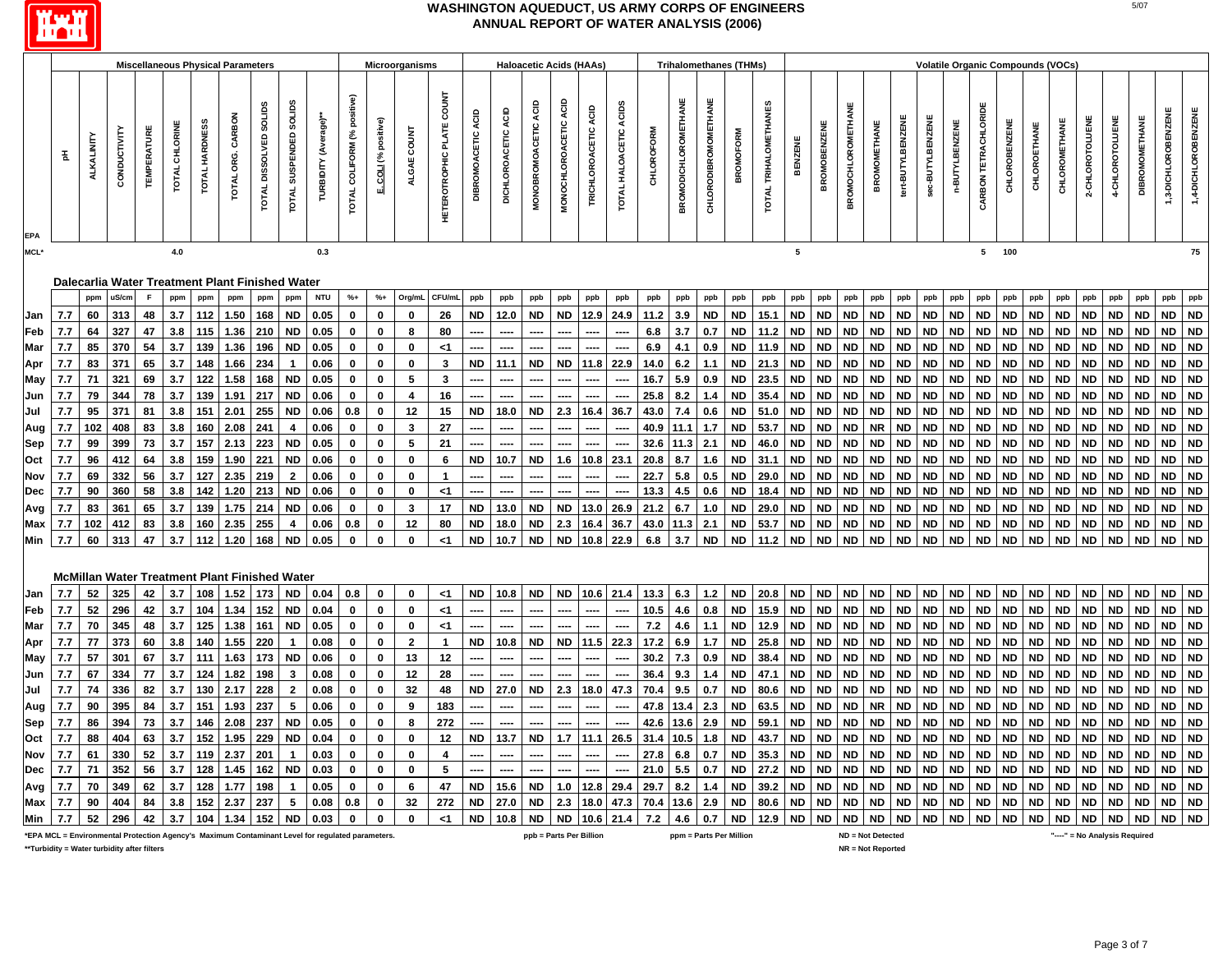# WASHINGTON AQUEDUCT, US ARMY CORPS OF ENGINEERS
## ANNUAL REPORT OF WATER ANALYSIS (2006)

| | Miscellaneous Physical Parameters | | | | | | | | | | Microorganisms | | | | Haloacetic Acids (HAAs) | | | | | | Trihalomethanes (THMs) | | | | | Volatile Organic Compounds (VOCs) | | | | | | | | | | | | | | | |
|---|---|---|---|---|---|---|---|---|---|---|---|---|---|---|---|---|---|---|---|---|---|---|---|---|---|---|---|---|---|---|---|---|---|---|---|---|---|---|---|---|---|
| EPA | pH | ALKALINITY | CONDUCTIVITY | TEMPERATURE | TOTAL CHLORINE | TOTAL HARDNESS | TOTAL ORG. CARBON | TOTAL DISSOLVED SOLIDS | TOTAL SUSPENDED SOLIDS | TURBIDITY (Average)** | TOTAL COLIFORM (% positive) | E. COLI (% positive) | ALGAE COUNT | HETEROTROPHIC PLATE COUNT | DIBROMOACETIC ACID | DICHLOROACETIC ACID | MONOBROMOACETIC ACID | MONOCHLOROACETIC ACID | TRICHLOROACETIC ACID | TOTAL HALOACETIC ACIDS | CHLOROFORM | BROMODICHLOROMETHANE | CHLORODIBROMOMETHANE | BROMOFORM | TOTAL TRIHALOMETHANES | BENZENE | BROMOBENZENE | BROMOCHLOROMETHANE | BROMOMETHANE | tert-BUTYLBENZENE | sec-BUTYLBENZENE | n-BUTYLBENZENE | CARBON TETRACHLORIDE | CHLOROBENZENE | CHLOROETHANE | CHLOROMETHANE | 2-CHLOROTOLUENE | 4-CHLOROTOLUENE | DIBROMOMETHANE | 1,3-DICHLOROBENZENE | 1,4-DICHLOROBENZENE |
| MCL* | | | | | 4.0 | | | | | 0.3 | | | | | | | | | | | | | | | | 5 | | | | | | | 5 | 100 | | | | | | | 75 |
| **Dalecarlia Water Treatment Plant Finished Water** | | | | | | | | | | | | | | | | | | | | | | | | | | | | | | | | | | | | | | | | | |
| | | ppm | uS/cm | F | ppm | ppm | ppm | ppm | ppm | NTU | %+ | %+ | Org/mL | CFU/mL | ppb | ppb | ppb | ppb | ppb | ppb | ppb | ppb | ppb | ppb | ppb | ppb | ppb | ppb | ppb | ppb | ppb | ppb | ppb | ppb | ppb | ppb | ppb | ppb | ppb | ppb | ppb |
| Jan | 7.7 | 60 | 313 | 48 | 3.7 | 112 | 1.50 | 168 | ND | 0.05 | 0 | 0 | 0 | 26 | ND | 12.0 | ND | ND | 12.9 | 24.9 | 11.2 | 3.9 | ND | ND | 15.1 | ND | ND | ND | ND | ND | ND | ND | ND | ND | ND | ND | ND | ND | ND | ND | ND |
| Feb | 7.7 | 64 | 327 | 47 | 3.8 | 115 | 1.36 | 210 | ND | 0.05 | 0 | 0 | 8 | 80 | ---- | ---- | ---- | ---- | ---- | ---- | 6.8 | 3.7 | 0.7 | ND | 11.2 | ND | ND | ND | ND | ND | ND | ND | ND | ND | ND | ND | ND | ND | ND | ND | ND |
| Mar | 7.7 | 85 | 370 | 54 | 3.7 | 139 | 1.36 | 196 | ND | 0.05 | 0 | 0 | 0 | <1 | ---- | ---- | ---- | ---- | ---- | ---- | 6.9 | 4.1 | 0.9 | ND | 11.9 | ND | ND | ND | ND | ND | ND | ND | ND | ND | ND | ND | ND | ND | ND | ND | ND |
| Apr | 7.7 | 83 | 371 | 65 | 3.7 | 148 | 1.66 | 234 | 1 | 0.06 | 0 | 0 | 0 | 3 | ND | 11.1 | ND | ND | 11.8 | 22.9 | 14.0 | 6.2 | 1.1 | ND | 21.3 | ND | ND | ND | ND | ND | ND | ND | ND | ND | ND | ND | ND | ND | ND | ND | ND |
| May | 7.7 | 71 | 321 | 69 | 3.7 | 122 | 1.58 | 168 | ND | 0.05 | 0 | 0 | 5 | 3 | ---- | ---- | ---- | ---- | ---- | ---- | 16.7 | 5.9 | 0.9 | ND | 23.5 | ND | ND | ND | ND | ND | ND | ND | ND | ND | ND | ND | ND | ND | ND | ND | ND |
| Jun | 7.7 | 79 | 344 | 78 | 3.7 | 139 | 1.91 | 217 | ND | 0.06 | 0 | 0 | 4 | 16 | ---- | ---- | ---- | ---- | ---- | ---- | 25.8 | 8.2 | 1.4 | ND | 35.4 | ND | ND | ND | ND | ND | ND | ND | ND | ND | ND | ND | ND | ND | ND | ND | ND |
| Jul | 7.7 | 95 | 371 | 81 | 3.8 | 151 | 2.01 | 255 | ND | 0.06 | 0.8 | 0 | 12 | 15 | ND | 18.0 | ND | 2.3 | 16.4 | 36.7 | 43.0 | 7.4 | 0.6 | ND | 51.0 | ND | ND | ND | ND | ND | ND | ND | ND | ND | ND | ND | ND | ND | ND | ND | ND |
| Aug | 7.7 | 102 | 408 | 83 | 3.8 | 160 | 2.08 | 241 | 4 | 0.06 | 0 | 0 | 3 | 27 | ---- | ---- | ---- | ---- | ---- | ---- | 40.9 | 11.1 | 1.7 | ND | 53.7 | ND | ND | ND | NR | ND | ND | ND | ND | ND | ND | ND | ND | ND | ND | ND | ND |
| Sep | 7.7 | 99 | 399 | 73 | 3.7 | 157 | 2.13 | 223 | ND | 0.05 | 0 | 0 | 5 | 21 | ---- | ---- | ---- | ---- | ---- | ---- | 32.6 | 11.3 | 2.1 | ND | 46.0 | ND | ND | ND | ND | ND | ND | ND | ND | ND | ND | ND | ND | ND | ND | ND | ND |
| Oct | 7.7 | 96 | 412 | 64 | 3.8 | 159 | 1.90 | 221 | ND | 0.06 | 0 | 0 | 0 | 6 | ND | 10.7 | ND | 1.6 | 10.8 | 23.1 | 20.8 | 8.7 | 1.6 | ND | 31.1 | ND | ND | ND | ND | ND | ND | ND | ND | ND | ND | ND | ND | ND | ND | ND | ND |
| Nov | 7.7 | 69 | 332 | 56 | 3.7 | 127 | 2.35 | 219 | 2 | 0.06 | 0 | 0 | 0 | 1 | ---- | ---- | ---- | ---- | ---- | ---- | 22.7 | 5.8 | 0.5 | ND | 29.0 | ND | ND | ND | ND | ND | ND | ND | ND | ND | ND | ND | ND | ND | ND | ND | ND |
| Dec | 7.7 | 90 | 360 | 58 | 3.8 | 142 | 1.20 | 213 | ND | 0.06 | 0 | 0 | 0 | <1 | ---- | ---- | ---- | ---- | ---- | ---- | 13.3 | 4.5 | 0.6 | ND | 18.4 | ND | ND | ND | ND | ND | ND | ND | ND | ND | ND | ND | ND | ND | ND | ND | ND |
| Avg | 7.7 | 83 | 361 | 65 | 3.7 | 139 | 1.75 | 214 | ND | 0.06 | 0 | 0 | 3 | 17 | ND | 13.0 | ND | ND | 13.0 | 26.9 | 21.2 | 6.7 | 1.0 | ND | 29.0 | ND | ND | ND | ND | ND | ND | ND | ND | ND | ND | ND | ND | ND | ND | ND | ND |
| Max | 7.7 | 102 | 412 | 83 | 3.8 | 160 | 2.35 | 255 | 4 | 0.06 | 0.8 | 0 | 12 | 80 | ND | 18.0 | ND | 2.3 | 16.4 | 36.7 | 43.0 | 11.3 | 2.1 | ND | 53.7 | ND | ND | ND | ND | ND | ND | ND | ND | ND | ND | ND | ND | ND | ND | ND | ND |
| Min | 7.7 | 60 | 313 | 47 | 3.7 | 112 | 1.20 | 168 | ND | 0.05 | 0 | 0 | 0 | <1 | ND | 10.7 | ND | ND | 10.8 | 22.9 | 6.8 | 3.7 | ND | ND | 11.2 | ND | ND | ND | ND | ND | ND | ND | ND | ND | ND | ND | ND | ND | ND | ND | ND |
| **McMillan Water Treatment Plant Finished Water** | | | | | | | | | | | | | | | | | | | | | | | | | | | | | | | | | | | | | | | | | |
| Jan | 7.7 | 52 | 325 | 42 | 3.7 | 108 | 1.52 | 173 | ND | 0.04 | 0.8 | 0 | 0 | <1 | ND | 10.8 | ND | ND | 10.6 | 21.4 | 13.3 | 6.3 | 1.2 | ND | 20.8 | ND | ND | ND | ND | ND | ND | ND | ND | ND | ND | ND | ND | ND | ND | ND | ND |
| Feb | 7.7 | 52 | 296 | 42 | 3.7 | 104 | 1.34 | 152 | ND | 0.04 | 0 | 0 | 0 | <1 | ---- | ---- | ---- | ---- | ---- | ---- | 10.5 | 4.6 | 0.8 | ND | 15.9 | ND | ND | ND | ND | ND | ND | ND | ND | ND | ND | ND | ND | ND | ND | ND | ND |
| Mar | 7.7 | 70 | 345 | 48 | 3.7 | 125 | 1.38 | 161 | ND | 0.05 | 0 | 0 | 0 | <1 | ---- | ---- | ---- | ---- | ---- | ---- | 7.2 | 4.6 | 1.1 | ND | 12.9 | ND | ND | ND | ND | ND | ND | ND | ND | ND | ND | ND | ND | ND | ND | ND | ND |
| Apr | 7.7 | 77 | 373 | 60 | 3.8 | 140 | 1.55 | 220 | 1 | 0.08 | 0 | 0 | 2 | 1 | ND | 10.8 | ND | ND | 11.5 | 22.3 | 17.2 | 6.9 | 1.7 | ND | 25.8 | ND | ND | ND | ND | ND | ND | ND | ND | ND | ND | ND | ND | ND | ND | ND | ND |
| May | 7.7 | 57 | 301 | 67 | 3.7 | 111 | 1.63 | 173 | ND | 0.06 | 0 | 0 | 13 | 12 | ---- | ---- | ---- | ---- | ---- | ---- | 30.2 | 7.3 | 0.9 | ND | 38.4 | ND | ND | ND | ND | ND | ND | ND | ND | ND | ND | ND | ND | ND | ND | ND | ND |
| Jun | 7.7 | 67 | 334 | 77 | 3.7 | 124 | 1.82 | 198 | 3 | 0.08 | 0 | 0 | 12 | 28 | ---- | ---- | ---- | ---- | ---- | ---- | 36.4 | 9.3 | 1.4 | ND | 47.1 | ND | ND | ND | ND | ND | ND | ND | ND | ND | ND | ND | ND | ND | ND | ND | ND |
| Jul | 7.7 | 74 | 336 | 82 | 3.7 | 130 | 2.17 | 228 | 2 | 0.08 | 0 | 0 | 32 | 48 | ND | 27.0 | ND | 2.3 | 18.0 | 47.3 | 70.4 | 9.5 | 0.7 | ND | 80.6 | ND | ND | ND | ND | ND | ND | ND | ND | ND | ND | ND | ND | ND | ND | ND | ND |
| Aug | 7.7 | 90 | 395 | 84 | 3.7 | 151 | 1.93 | 237 | 5 | 0.06 | 0 | 0 | 9 | 183 | ---- | ---- | ---- | ---- | ---- | ---- | 47.8 | 13.4 | 2.3 | ND | 63.5 | ND | ND | ND | NR | ND | ND | ND | ND | ND | ND | ND | ND | ND | ND | ND | ND |
| Sep | 7.7 | 86 | 394 | 73 | 3.7 | 146 | 2.08 | 237 | ND | 0.05 | 0 | 0 | 8 | 272 | ---- | ---- | ---- | ---- | ---- | ---- | 42.6 | 13.6 | 2.9 | ND | 59.1 | ND | ND | ND | ND | ND | ND | ND | ND | ND | ND | ND | ND | ND | ND | ND | ND |
| Oct | 7.7 | 88 | 404 | 63 | 3.7 | 152 | 1.95 | 229 | ND | 0.04 | 0 | 0 | 0 | 12 | ND | 13.7 | ND | 1.7 | 11.1 | 26.5 | 31.4 | 10.5 | 1.8 | ND | 43.7 | ND | ND | ND | ND | ND | ND | ND | ND | ND | ND | ND | ND | ND | ND | ND | ND |
| Nov | 7.7 | 61 | 330 | 52 | 3.7 | 119 | 2.37 | 201 | 1 | 0.03 | 0 | 0 | 0 | 4 | ---- | ---- | ---- | ---- | ---- | ---- | 27.8 | 6.8 | 0.7 | ND | 35.3 | ND | ND | ND | ND | ND | ND | ND | ND | ND | ND | ND | ND | ND | ND | ND | ND |
| Dec | 7.7 | 71 | 352 | 56 | 3.7 | 128 | 1.45 | 162 | ND | 0.03 | 0 | 0 | 0 | 5 | ---- | ---- | ---- | ---- | ---- | ---- | 21.0 | 5.5 | 0.7 | ND | 27.2 | ND | ND | ND | ND | ND | ND | ND | ND | ND | ND | ND | ND | ND | ND | ND | ND |
| Avg | 7.7 | 70 | 349 | 62 | 3.7 | 128 | 1.77 | 198 | 1 | 0.05 | 0 | 0 | 6 | 47 | ND | 15.6 | ND | 1.0 | 12.8 | 29.4 | 29.7 | 8.2 | 1.4 | ND | 39.2 | ND | ND | ND | ND | ND | ND | ND | ND | ND | ND | ND | ND | ND | ND | ND | ND |
| Max | 7.7 | 90 | 404 | 84 | 3.8 | 152 | 2.37 | 237 | 5 | 0.08 | 0.8 | 0 | 32 | 272 | ND | 27.0 | ND | 2.3 | 18.0 | 47.3 | 70.4 | 13.6 | 2.9 | ND | 80.6 | ND | ND | ND | ND | ND | ND | ND | ND | ND | ND | ND | ND | ND | ND | ND | ND |
| Min | 7.7 | 52 | 296 | 42 | 3.7 | 104 | 1.34 | 152 | ND | 0.03 | 0 | 0 | 0 | <1 | ND | 10.8 | ND | ND | 10.6 | 21.4 | 7.2 | 4.6 | 0.7 | ND | 12.9 | ND | ND | ND | ND | ND | ND | ND | ND | ND | ND | ND | ND | ND | ND | ND | ND |

*EPA MCL = Environmental Protection Agency's Maximum Contaminant Level for regulated parameters.
**Turbidity = Water turbidity after filters

ppb = Parts Per Billion
ppm = Parts Per Million
ND = Not Detected
NR = Not Reported
"----" = No Analysis Required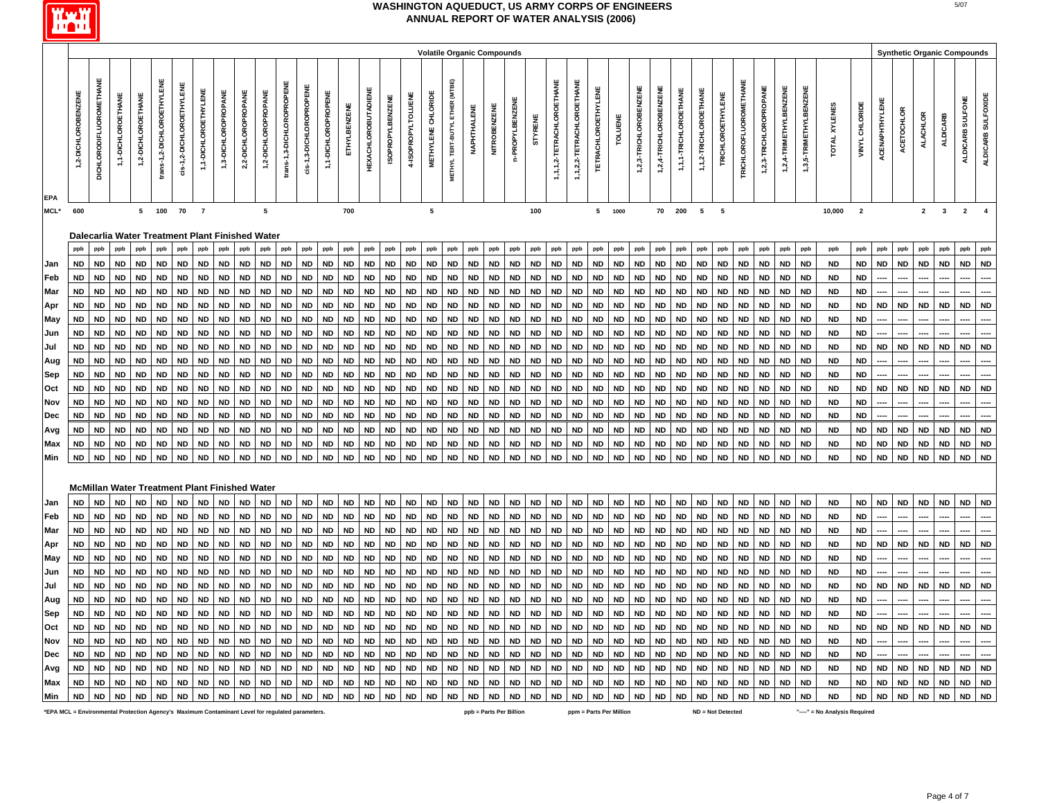# WASHINGTON AQUEDUCT, US ARMY CORPS OF ENGINEERS
## ANNUAL REPORT OF WATER ANALYSIS (2006)

| EPA | Volatile Organic Compounds | | | | | | | | | | | | | | | | | | | | | | | | | | | | | | | | | | | | | | Synthetic Organic Compounds | | | | | |
|---|---|---|---|---|---|---|---|---|---|---|---|---|---|---|---|---|---|---|---|---|---|---|---|---|---|---|---|---|---|---|---|---|---|---|---|---|---|---|---|---|---|---|---|---|
| | 1,2-DICHLOROBENZENE | DICHLORODIFLUOROMETHANE | 1,1-DICHLOROETHANE | 1,2-DICHLOROETHANE | trans-1,2-DICHLOROETHYLENE | cis-1,2-DICHLOROETHYLENE | 1,1-DICHLOROETHYLENE | 1,3-DICHLOROPROPANE | 2,2-DICHLOROPROPANE | 1,2-DICHLOROPROPANE | trans-1,3-DICHLOROPROPENE | cis-1,3-DICHLOROPROPENE | 1,1-DICHLOROPROPENE | ETHYLBENZENE | HEXACHLOROBUTADIENE | ISOPROPYLBENZENE | 4-ISOPROPYLTOLUENE | METHYLENE CHLORIDE | METHYL TERT-BUTYL ETHER (MTBE) | NAPHTHALENE | NITROBENZENE | n-PROPYLBENZENE | STYRENE | 1,1,1,2-TETRACHLOROETHANE | 1,1,2,2-TETRACHLOROETHANE | TETRACHLOROETHYLENE | TOLUENE | 1,2,3-TRICHLOROBENZENE | 1,2,4-TRICHLOROBENZENE | 1,1,1-TRICHLOROETHANE | 1,1,2-TRICHLOROETHANE | TRICHLOROETHYLENE | TRICHLOROFLUOROMETHANE | 1,2,3-TRICHLOROPROPANE | 1,2,4-TRIMETHYLBENZENE | 1,3,5-TRIMETHYLBENZENE | TOTAL XYLENES | VINYL CHLORIDE | ACENAPHTHYLENE | ACETOCHLOR | ALACHLOR | ALDICARB | ALDICARB SULFONE | ALDICARB SULFOXIDE |
| MCL* | 600 | | | 5 | 100 | 70 | 7 | | | 5 | | | | 700 | | | | 5 | | | | | 100 | | | 5 | 1000 | | 70 | 200 | 5 | 5 | | | | | 10,000 | 2 | | | 2 | 3 | 2 | 4 |
| **Dalecarlia Water Treatment Plant Finished Water** | | | | | | | | | | | | | | | | | | | | | | | | | | | | | | | | | | | | | | | | | | | | |
| | ppb | ppb | ppb | ppb | ppb | ppb | ppb | ppb | ppb | ppb | ppb | ppb | ppb | ppb | ppb | ppb | ppb | ppb | ppb | ppb | ppb | ppb | ppb | ppb | ppb | ppb | ppb | ppb | ppb | ppb | ppb | ppb | ppb | ppb | ppb | ppb | ppb | ppb | ppb | ppb | ppb | ppb | ppb | ppb |
| Jan | ND | ND | ND | ND | ND | ND | ND | ND | ND | ND | ND | ND | ND | ND | ND | ND | ND | ND | ND | ND | ND | ND | ND | ND | ND | ND | ND | ND | ND | ND | ND | ND | ND | ND | ND | ND | ND | ND | ND | ND | ND | ND | ND | ND |
| Feb | ND | ND | ND | ND | ND | ND | ND | ND | ND | ND | ND | ND | ND | ND | ND | ND | ND | ND | ND | ND | ND | ND | ND | ND | ND | ND | ND | ND | ND | ND | ND | ND | ND | ND | ND | ND | ND | ND | ---- | ---- | ---- | ---- | ---- | ---- |
| Mar | ND | ND | ND | ND | ND | ND | ND | ND | ND | ND | ND | ND | ND | ND | ND | ND | ND | ND | ND | ND | ND | ND | ND | ND | ND | ND | ND | ND | ND | ND | ND | ND | ND | ND | ND | ND | ND | ND | ---- | ---- | ---- | ---- | ---- | ---- |
| Apr | ND | ND | ND | ND | ND | ND | ND | ND | ND | ND | ND | ND | ND | ND | ND | ND | ND | ND | ND | ND | ND | ND | ND | ND | ND | ND | ND | ND | ND | ND | ND | ND | ND | ND | ND | ND | ND | ND | ND | ND | ND | ND | ND | ND |
| May | ND | ND | ND | ND | ND | ND | ND | ND | ND | ND | ND | ND | ND | ND | ND | ND | ND | ND | ND | ND | ND | ND | ND | ND | ND | ND | ND | ND | ND | ND | ND | ND | ND | ND | ND | ND | ND | ND | ---- | ---- | ---- | ---- | ---- | ---- |
| Jun | ND | ND | ND | ND | ND | ND | ND | ND | ND | ND | ND | ND | ND | ND | ND | ND | ND | ND | ND | ND | ND | ND | ND | ND | ND | ND | ND | ND | ND | ND | ND | ND | ND | ND | ND | ND | ND | ND | ---- | ---- | ---- | ---- | ---- | ---- |
| Jul | ND | ND | ND | ND | ND | ND | ND | ND | ND | ND | ND | ND | ND | ND | ND | ND | ND | ND | ND | ND | ND | ND | ND | ND | ND | ND | ND | ND | ND | ND | ND | ND | ND | ND | ND | ND | ND | ND | ND | ND | ND | ND | ND | ND |
| Aug | ND | ND | ND | ND | ND | ND | ND | ND | ND | ND | ND | ND | ND | ND | ND | ND | ND | ND | ND | ND | ND | ND | ND | ND | ND | ND | ND | ND | ND | ND | ND | ND | ND | ND | ND | ND | ND | ND | ---- | ---- | ---- | ---- | ---- | ---- |
| Sep | ND | ND | ND | ND | ND | ND | ND | ND | ND | ND | ND | ND | ND | ND | ND | ND | ND | ND | ND | ND | ND | ND | ND | ND | ND | ND | ND | ND | ND | ND | ND | ND | ND | ND | ND | ND | ND | ND | ---- | ---- | ---- | ---- | ---- | ---- |
| Oct | ND | ND | ND | ND | ND | ND | ND | ND | ND | ND | ND | ND | ND | ND | ND | ND | ND | ND | ND | ND | ND | ND | ND | ND | ND | ND | ND | ND | ND | ND | ND | ND | ND | ND | ND | ND | ND | ND | ND | ND | ND | ND | ND | ND |
| Nov | ND | ND | ND | ND | ND | ND | ND | ND | ND | ND | ND | ND | ND | ND | ND | ND | ND | ND | ND | ND | ND | ND | ND | ND | ND | ND | ND | ND | ND | ND | ND | ND | ND | ND | ND | ND | ND | ND | ---- | ---- | ---- | ---- | ---- | ---- |
| Dec | ND | ND | ND | ND | ND | ND | ND | ND | ND | ND | ND | ND | ND | ND | ND | ND | ND | ND | ND | ND | ND | ND | ND | ND | ND | ND | ND | ND | ND | ND | ND | ND | ND | ND | ND | ND | ND | ND | ---- | ---- | ---- | ---- | ---- | ---- |
| Avg | ND | ND | ND | ND | ND | ND | ND | ND | ND | ND | ND | ND | ND | ND | ND | ND | ND | ND | ND | ND | ND | ND | ND | ND | ND | ND | ND | ND | ND | ND | ND | ND | ND | ND | ND | ND | ND | ND | ND | ND | ND | ND | ND | ND |
| Max | ND | ND | ND | ND | ND | ND | ND | ND | ND | ND | ND | ND | ND | ND | ND | ND | ND | ND | ND | ND | ND | ND | ND | ND | ND | ND | ND | ND | ND | ND | ND | ND | ND | ND | ND | ND | ND | ND | ND | ND | ND | ND | ND | ND |
| Min | ND | ND | ND | ND | ND | ND | ND | ND | ND | ND | ND | ND | ND | ND | ND | ND | ND | ND | ND | ND | ND | ND | ND | ND | ND | ND | ND | ND | ND | ND | ND | ND | ND | ND | ND | ND | ND | ND | ND | ND | ND | ND | ND | ND |
| **McMillan Water Treatment Plant Finished Water** | | | | | | | | | | | | | | | | | | | | | | | | | | | | | | | | | | | | | | | | | | | | |
| Jan | ND | ND | ND | ND | ND | ND | ND | ND | ND | ND | ND | ND | ND | ND | ND | ND | ND | ND | ND | ND | ND | ND | ND | ND | ND | ND | ND | ND | ND | ND | ND | ND | ND | ND | ND | ND | ND | ND | ND | ND | ND | ND | ND | ND |
| Feb | ND | ND | ND | ND | ND | ND | ND | ND | ND | ND | ND | ND | ND | ND | ND | ND | ND | ND | ND | ND | ND | ND | ND | ND | ND | ND | ND | ND | ND | ND | ND | ND | ND | ND | ND | ND | ND | ND | ---- | ---- | ---- | ---- | ---- | ---- |
| Mar | ND | ND | ND | ND | ND | ND | ND | ND | ND | ND | ND | ND | ND | ND | ND | ND | ND | ND | ND | ND | ND | ND | ND | ND | ND | ND | ND | ND | ND | ND | ND | ND | ND | ND | ND | ND | ND | ND | ---- | ---- | ---- | ---- | ---- | ---- |
| Apr | ND | ND | ND | ND | ND | ND | ND | ND | ND | ND | ND | ND | ND | ND | ND | ND | ND | ND | ND | ND | ND | ND | ND | ND | ND | ND | ND | ND | ND | ND | ND | ND | ND | ND | ND | ND | ND | ND | ND | ND | ND | ND | ND | ND |
| May | ND | ND | ND | ND | ND | ND | ND | ND | ND | ND | ND | ND | ND | ND | ND | ND | ND | ND | ND | ND | ND | ND | ND | ND | ND | ND | ND | ND | ND | ND | ND | ND | ND | ND | ND | ND | ND | ND | ---- | ---- | ---- | ---- | ---- | ---- |
| Jun | ND | ND | ND | ND | ND | ND | ND | ND | ND | ND | ND | ND | ND | ND | ND | ND | ND | ND | ND | ND | ND | ND | ND | ND | ND | ND | ND | ND | ND | ND | ND | ND | ND | ND | ND | ND | ND | ND | ---- | ---- | ---- | ---- | ---- | ---- |
| Jul | ND | ND | ND | ND | ND | ND | ND | ND | ND | ND | ND | ND | ND | ND | ND | ND | ND | ND | ND | ND | ND | ND | ND | ND | ND | ND | ND | ND | ND | ND | ND | ND | ND | ND | ND | ND | ND | ND | ND | ND | ND | ND | ND | ND |
| Aug | ND | ND | ND | ND | ND | ND | ND | ND | ND | ND | ND | ND | ND | ND | ND | ND | ND | ND | ND | ND | ND | ND | ND | ND | ND | ND | ND | ND | ND | ND | ND | ND | ND | ND | ND | ND | ND | ND | ---- | ---- | ---- | ---- | ---- | ---- |
| Sep | ND | ND | ND | ND | ND | ND | ND | ND | ND | ND | ND | ND | ND | ND | ND | ND | ND | ND | ND | ND | ND | ND | ND | ND | ND | ND | ND | ND | ND | ND | ND | ND | ND | ND | ND | ND | ND | ND | ---- | ---- | ---- | ---- | ---- | ---- |
| Oct | ND | ND | ND | ND | ND | ND | ND | ND | ND | ND | ND | ND | ND | ND | ND | ND | ND | ND | ND | ND | ND | ND | ND | ND | ND | ND | ND | ND | ND | ND | ND | ND | ND | ND | ND | ND | ND | ND | ND | ND | ND | ND | ND | ND |
| Nov | ND | ND | ND | ND | ND | ND | ND | ND | ND | ND | ND | ND | ND | ND | ND | ND | ND | ND | ND | ND | ND | ND | ND | ND | ND | ND | ND | ND | ND | ND | ND | ND | ND | ND | ND | ND | ND | ND | ---- | ---- | ---- | ---- | ---- | ---- |
| Dec | ND | ND | ND | ND | ND | ND | ND | ND | ND | ND | ND | ND | ND | ND | ND | ND | ND | ND | ND | ND | ND | ND | ND | ND | ND | ND | ND | ND | ND | ND | ND | ND | ND | ND | ND | ND | ND | ND | ---- | ---- | ---- | ---- | ---- | ---- |
| Avg | ND | ND | ND | ND | ND | ND | ND | ND | ND | ND | ND | ND | ND | ND | ND | ND | ND | ND | ND | ND | ND | ND | ND | ND | ND | ND | ND | ND | ND | ND | ND | ND | ND | ND | ND | ND | ND | ND | ND | ND | ND | ND | ND | ND |
| Max | ND | ND | ND | ND | ND | ND | ND | ND | ND | ND | ND | ND | ND | ND | ND | ND | ND | ND | ND | ND | ND | ND | ND | ND | ND | ND | ND | ND | ND | ND | ND | ND | ND | ND | ND | ND | ND | ND | ND | ND | ND | ND | ND | ND |
| Min | ND | ND | ND | ND | ND | ND | ND | ND | ND | ND | ND | ND | ND | ND | ND | ND | ND | ND | ND | ND | ND | ND | ND | ND | ND | ND | ND | ND | ND | ND | ND | ND | ND | ND | ND | ND | ND | ND | ND | ND | ND | ND | ND | ND |

*EPA MCL = Environmental Protection Agency's Maximum Contaminant Level for regulated parameters. ppb = Parts Per Billion ppm = Parts Per Million ND = Not Detected "----" = No Analysis Required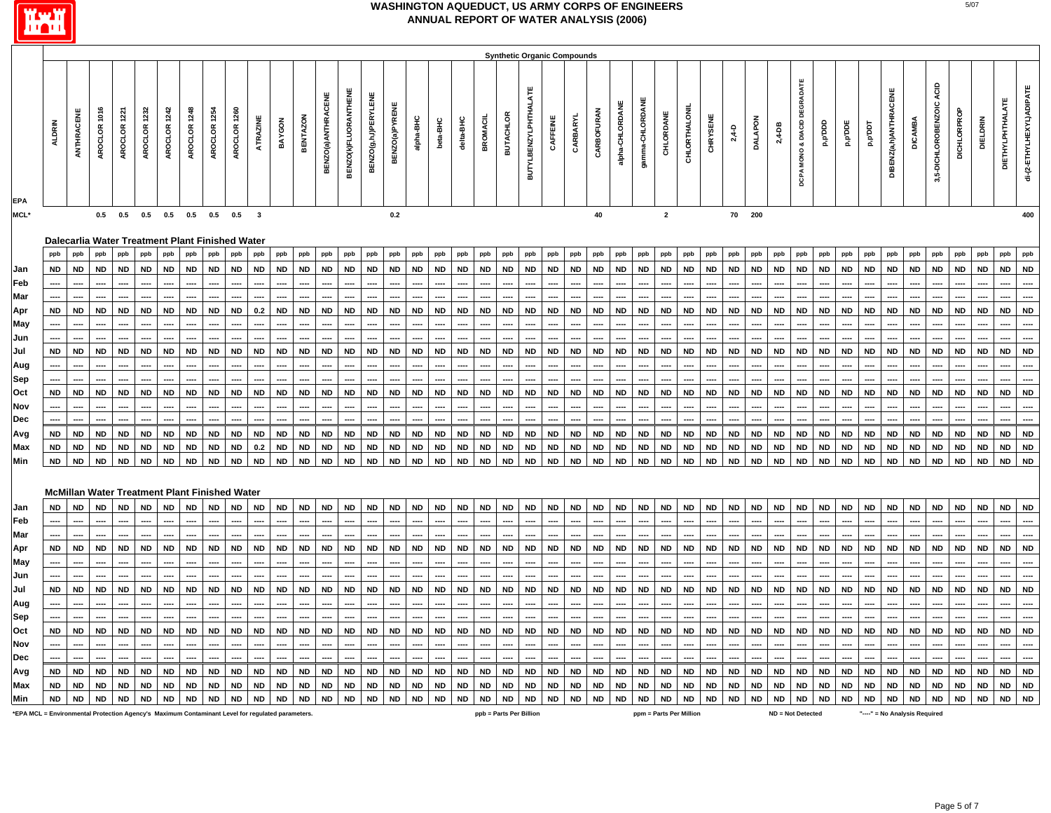# WASHINGTON AQUEDUCT, US ARMY CORPS OF ENGINEERS
# ANNUAL REPORT OF WATER ANALYSIS (2006)

## Synthetic Organic Compounds

| EPA | ALDRIN | ANTHRACENE | AROCLOR 1016 | AROCLOR 1221 | AROCLOR 1232 | AROCLOR 1242 | AROCLOR 1248 | AROCLOR 1254 | AROCLOR 1260 | ATRAZINE | BAYGON | BENTAZON | BENZO(a)ANTHRACENE | BENZO(k)FLUORANTHENE | BENZO(g,h,i)PERYLENE | BENZO(a)PYRENE | alpha-BHC | beta-BHC | delta-BHC | BROMACIL | BUTACHLOR | BUTYLBENZYLPHTHALATE | CAFFEINE | CARBARYL | CARBOFURAN | alpha-CHLORDANE | gamma-CHLORDANE | CHLORDANE | CHLORTHALONIL | CHRYSENE | 2,4-D | DALAPON | 2,4-DB | DCPA MONO & DIACID DEGRADATE | p,p'DDD | p,p'DDE | p,p'DDT | DIBENZ(a,h)ANTHRACENE | DICAMBA | 3,5-DICHLOROBENZOIC ACID | DICHLORPROP | DIELDRIN | DIETHYLPHTHALATE | di-(2-ETHYLHEXYL)ADIPATE |
|---|---|---|---|---|---|---|---|---|---|---|---|---|---|---|---|---|---|---|---|---|---|---|---|---|---|---|---|---|---|---|---|---|---|---|---|---|---|---|---|---|---|---|---|---|
| MCL* | | | 0.5 | 0.5 | 0.5 | 0.5 | 0.5 | 0.5 | 0.5 | 3 | | | | | | 0.2 | | | | | | | | | 40 | | | 2 | | | 70 | 200 | | | | | | | | | | | | 400 |

### Dalecarlia Water Treatment Plant Finished Water

| | ALDRIN | ANTHRACENE | AROCLOR 1016 | AROCLOR 1221 | AROCLOR 1232 | AROCLOR 1242 | AROCLOR 1248 | AROCLOR 1254 | AROCLOR 1260 | ATRAZINE | BAYGON | BENTAZON | BENZO(a)ANTHRACENE | BENZO(k)FLUORANTHENE | BENZO(g,h,i)PERYLENE | BENZO(a)PYRENE | alpha-BHC | beta-BHC | delta-BHC | BROMACIL | BUTACHLOR | BUTYLBENZYLPHTHALATE | CAFFEINE | CARBARYL | CARBOFURAN | alpha-CHLORDANE | gamma-CHLORDANE | CHLORDANE | CHLORTHALONIL | CHRYSENE | 2,4-D | DALAPON | 2,4-DB | DCPA MONO & DIACID DEGRADATE | p,p'DDD | p,p'DDE | p,p'DDT | DIBENZ(a,h)ANTHRACENE | DICAMBA | 3,5-DICHLOROBENZOIC ACID | DICHLORPROP | DIELDRIN | DIETHYLPHTHALATE | di-(2-ETHYLHEXYL)ADIPATE |
|---|---|---|---|---|---|---|---|---|---|---|---|---|---|---|---|---|---|---|---|---|---|---|---|---|---|---|---|---|---|---|---|---|---|---|---|---|---|---|---|---|---|---|---|---|
| | ppb | ppb | ppb | ppb | ppb | ppb | ppb | ppb | ppb | ppb | ppb | ppb | ppb | ppb | ppb | ppb | ppb | ppb | ppb | ppb | ppb | ppb | ppb | ppb | ppb | ppb | ppb | ppb | ppb | ppb | ppb | ppb | ppb | ppb | ppb | ppb | ppb | ppb | ppb | ppb | ppb | ppb | ppb | ppb |
| Jan | ND | ND | ND | ND | ND | ND | ND | ND | ND | ND | ND | ND | ND | ND | ND | ND | ND | ND | ND | ND | ND | ND | ND | ND | ND | ND | ND | ND | ND | ND | ND | ND | ND | ND | ND | ND | ND | ND | ND | ND | ND | ND | ND | ND |
| Feb | ---- | ---- | ---- | ---- | ---- | ---- | ---- | ---- | ---- | ---- | ---- | ---- | ---- | ---- | ---- | ---- | ---- | ---- | ---- | ---- | ---- | ---- | ---- | ---- | ---- | ---- | ---- | ---- | ---- | ---- | ---- | ---- | ---- | ---- | ---- | ---- | ---- | ---- | ---- | ---- | ---- | ---- | ---- | ---- |
| Mar | ---- | ---- | ---- | ---- | ---- | ---- | ---- | ---- | ---- | ---- | ---- | ---- | ---- | ---- | ---- | ---- | ---- | ---- | ---- | ---- | ---- | ---- | ---- | ---- | ---- | ---- | ---- | ---- | ---- | ---- | ---- | ---- | ---- | ---- | ---- | ---- | ---- | ---- | ---- | ---- | ---- | ---- | ---- | ---- |
| Apr | ND | ND | ND | ND | ND | ND | ND | ND | ND | 0.2 | ND | ND | ND | ND | ND | ND | ND | ND | ND | ND | ND | ND | ND | ND | ND | ND | ND | ND | ND | ND | ND | ND | ND | ND | ND | ND | ND | ND | ND | ND | ND | ND | ND | ND |
| May | ---- | ---- | ---- | ---- | ---- | ---- | ---- | ---- | ---- | ---- | ---- | ---- | ---- | ---- | ---- | ---- | ---- | ---- | ---- | ---- | ---- | ---- | ---- | ---- | ---- | ---- | ---- | ---- | ---- | ---- | ---- | ---- | ---- | ---- | ---- | ---- | ---- | ---- | ---- | ---- | ---- | ---- | ---- | ---- |
| Jun | ---- | ---- | ---- | ---- | ---- | ---- | ---- | ---- | ---- | ---- | ---- | ---- | ---- | ---- | ---- | ---- | ---- | ---- | ---- | ---- | ---- | ---- | ---- | ---- | ---- | ---- | ---- | ---- | ---- | ---- | ---- | ---- | ---- | ---- | ---- | ---- | ---- | ---- | ---- | ---- | ---- | ---- | ---- | ---- |
| Jul | ND | ND | ND | ND | ND | ND | ND | ND | ND | ND | ND | ND | ND | ND | ND | ND | ND | ND | ND | ND | ND | ND | ND | ND | ND | ND | ND | ND | ND | ND | ND | ND | ND | ND | ND | ND | ND | ND | ND | ND | ND | ND | ND | ND |
| Aug | ---- | ---- | ---- | ---- | ---- | ---- | ---- | ---- | ---- | ---- | ---- | ---- | ---- | ---- | ---- | ---- | ---- | ---- | ---- | ---- | ---- | ---- | ---- | ---- | ---- | ---- | ---- | ---- | ---- | ---- | ---- | ---- | ---- | ---- | ---- | ---- | ---- | ---- | ---- | ---- | ---- | ---- | ---- | ---- |
| Sep | ---- | ---- | ---- | ---- | ---- | ---- | ---- | ---- | ---- | ---- | ---- | ---- | ---- | ---- | ---- | ---- | ---- | ---- | ---- | ---- | ---- | ---- | ---- | ---- | ---- | ---- | ---- | ---- | ---- | ---- | ---- | ---- | ---- | ---- | ---- | ---- | ---- | ---- | ---- | ---- | ---- | ---- | ---- | ---- |
| Oct | ND | ND | ND | ND | ND | ND | ND | ND | ND | ND | ND | ND | ND | ND | ND | ND | ND | ND | ND | ND | ND | ND | ND | ND | ND | ND | ND | ND | ND | ND | ND | ND | ND | ND | ND | ND | ND | ND | ND | ND | ND | ND | ND | ND |
| Nov | ---- | ---- | ---- | ---- | ---- | ---- | ---- | ---- | ---- | ---- | ---- | ---- | ---- | ---- | ---- | ---- | ---- | ---- | ---- | ---- | ---- | ---- | ---- | ---- | ---- | ---- | ---- | ---- | ---- | ---- | ---- | ---- | ---- | ---- | ---- | ---- | ---- | ---- | ---- | ---- | ---- | ---- | ---- | ---- |
| Dec | ---- | ---- | ---- | ---- | ---- | ---- | ---- | ---- | ---- | ---- | ---- | ---- | ---- | ---- | ---- | ---- | ---- | ---- | ---- | ---- | ---- | ---- | ---- | ---- | ---- | ---- | ---- | ---- | ---- | ---- | ---- | ---- | ---- | ---- | ---- | ---- | ---- | ---- | ---- | ---- | ---- | ---- | ---- | ---- |
| Avg | ND | ND | ND | ND | ND | ND | ND | ND | ND | ND | ND | ND | ND | ND | ND | ND | ND | ND | ND | ND | ND | ND | ND | ND | ND | ND | ND | ND | ND | ND | ND | ND | ND | ND | ND | ND | ND | ND | ND | ND | ND | ND | ND | ND |
| Max | ND | ND | ND | ND | ND | ND | ND | ND | ND | 0.2 | ND | ND | ND | ND | ND | ND | ND | ND | ND | ND | ND | ND | ND | ND | ND | ND | ND | ND | ND | ND | ND | ND | ND | ND | ND | ND | ND | ND | ND | ND | ND | ND | ND | ND |
| Min | ND | ND | ND | ND | ND | ND | ND | ND | ND | ND | ND | ND | ND | ND | ND | ND | ND | ND | ND | ND | ND | ND | ND | ND | ND | ND | ND | ND | ND | ND | ND | ND | ND | ND | ND | ND | ND | ND | ND | ND | ND | ND | ND | ND |

### McMillan Water Treatment Plant Finished Water

| | ALDRIN | ANTHRACENE | AROCLOR 1016 | AROCLOR 1221 | AROCLOR 1232 | AROCLOR 1242 | AROCLOR 1248 | AROCLOR 1254 | AROCLOR 1260 | ATRAZINE | BAYGON | BENTAZON | BENZO(a)ANTHRACENE | BENZO(k)FLUORANTHENE | BENZO(g,h,i)PERYLENE | BENZO(a)PYRENE | alpha-BHC | beta-BHC | delta-BHC | BROMACIL | BUTACHLOR | BUTYLBENZYLPHTHALATE | CAFFEINE | CARBARYL | CARBOFURAN | alpha-CHLORDANE | gamma-CHLORDANE | CHLORDANE | CHLORTHALONIL | CHRYSENE | 2,4-D | DALAPON | 2,4-DB | DCPA MONO & DIACID DEGRADATE | p,p'DDD | p,p'DDE | p,p'DDT | DIBENZ(a,h)ANTHRACENE | DICAMBA | 3,5-DICHLOROBENZOIC ACID | DICHLORPROP | DIELDRIN | DIETHYLPHTHALATE | di-(2-ETHYLHEXYL)ADIPATE |
|---|---|---|---|---|---|---|---|---|---|---|---|---|---|---|---|---|---|---|---|---|---|---|---|---|---|---|---|---|---|---|---|---|---|---|---|---|---|---|---|---|---|---|---|---|
| Jan | ND | ND | ND | ND | ND | ND | ND | ND | ND | ND | ND | ND | ND | ND | ND | ND | ND | ND | ND | ND | ND | ND | ND | ND | ND | ND | ND | ND | ND | ND | ND | ND | ND | ND | ND | ND | ND | ND | ND | ND | ND | ND | ND | ND |
| Feb | ---- | ---- | ---- | ---- | ---- | ---- | ---- | ---- | ---- | ---- | ---- | ---- | ---- | ---- | ---- | ---- | ---- | ---- | ---- | ---- | ---- | ---- | ---- | ---- | ---- | ---- | ---- | ---- | ---- | ---- | ---- | ---- | ---- | ---- | ---- | ---- | ---- | ---- | ---- | ---- | ---- | ---- | ---- | ---- |
| Mar | ---- | ---- | ---- | ---- | ---- | ---- | ---- | ---- | ---- | ---- | ---- | ---- | ---- | ---- | ---- | ---- | ---- | ---- | ---- | ---- | ---- | ---- | ---- | ---- | ---- | ---- | ---- | ---- | ---- | ---- | ---- | ---- | ---- | ---- | ---- | ---- | ---- | ---- | ---- | ---- | ---- | ---- | ---- | ---- |
| Apr | ND | ND | ND | ND | ND | ND | ND | ND | ND | ND | ND | ND | ND | ND | ND | ND | ND | ND | ND | ND | ND | ND | ND | ND | ND | ND | ND | ND | ND | ND | ND | ND | ND | ND | ND | ND | ND | ND | ND | ND | ND | ND | ND | ND |
| May | ---- | ---- | ---- | ---- | ---- | ---- | ---- | ---- | ---- | ---- | ---- | ---- | ---- | ---- | ---- | ---- | ---- | ---- | ---- | ---- | ---- | ---- | ---- | ---- | ---- | ---- | ---- | ---- | ---- | ---- | ---- | ---- | ---- | ---- | ---- | ---- | ---- | ---- | ---- | ---- | ---- | ---- | ---- | ---- |
| Jun | ---- | ---- | ---- | ---- | ---- | ---- | ---- | ---- | ---- | ---- | ---- | ---- | ---- | ---- | ---- | ---- | ---- | ---- | ---- | ---- | ---- | ---- | ---- | ---- | ---- | ---- | ---- | ---- | ---- | ---- | ---- | ---- | ---- | ---- | ---- | ---- | ---- | ---- | ---- | ---- | ---- | ---- | ---- | ---- |
| Jul | ND | ND | ND | ND | ND | ND | ND | ND | ND | ND | ND | ND | ND | ND | ND | ND | ND | ND | ND | ND | ND | ND | ND | ND | ND | ND | ND | ND | ND | ND | ND | ND | ND | ND | ND | ND | ND | ND | ND | ND | ND | ND | ND | ND |
| Aug | ---- | ---- | ---- | ---- | ---- | ---- | ---- | ---- | ---- | ---- | ---- | ---- | ---- | ---- | ---- | ---- | ---- | ---- | ---- | ---- | ---- | ---- | ---- | ---- | ---- | ---- | ---- | ---- | ---- | ---- | ---- | ---- | ---- | ---- | ---- | ---- | ---- | ---- | ---- | ---- | ---- | ---- | ---- | ---- |
| Sep | ---- | ---- | ---- | ---- | ---- | ---- | ---- | ---- | ---- | ---- | ---- | ---- | ---- | ---- | ---- | ---- | ---- | ---- | ---- | ---- | ---- | ---- | ---- | ---- | ---- | ---- | ---- | ---- | ---- | ---- | ---- | ---- | ---- | ---- | ---- | ---- | ---- | ---- | ---- | ---- | ---- | ---- | ---- | ---- |
| Oct | ND | ND | ND | ND | ND | ND | ND | ND | ND | ND | ND | ND | ND | ND | ND | ND | ND | ND | ND | ND | ND | ND | ND | ND | ND | ND | ND | ND | ND | ND | ND | ND | ND | ND | ND | ND | ND | ND | ND | ND | ND | ND | ND | ND |
| Nov | ---- | ---- | ---- | ---- | ---- | ---- | ---- | ---- | ---- | ---- | ---- | ---- | ---- | ---- | ---- | ---- | ---- | ---- | ---- | ---- | ---- | ---- | ---- | ---- | ---- | ---- | ---- | ---- | ---- | ---- | ---- | ---- | ---- | ---- | ---- | ---- | ---- | ---- | ---- | ---- | ---- | ---- | ---- | ---- |
| Dec | ---- | ---- | ---- | ---- | ---- | ---- | ---- | ---- | ---- | ---- | ---- | ---- | ---- | ---- | ---- | ---- | ---- | ---- | ---- | ---- | ---- | ---- | ---- | ---- | ---- | ---- | ---- | ---- | ---- | ---- | ---- | ---- | ---- | ---- | ---- | ---- | ---- | ---- | ---- | ---- | ---- | ---- | ---- | ---- |
| Avg | ND | ND | ND | ND | ND | ND | ND | ND | ND | ND | ND | ND | ND | ND | ND | ND | ND | ND | ND | ND | ND | ND | ND | ND | ND | ND | ND | ND | ND | ND | ND | ND | ND | ND | ND | ND | ND | ND | ND | ND | ND | ND | ND | ND |
| Max | ND | ND | ND | ND | ND | ND | ND | ND | ND | ND | ND | ND | ND | ND | ND | ND | ND | ND | ND | ND | ND | ND | ND | ND | ND | ND | ND | ND | ND | ND | ND | ND | ND | ND | ND | ND | ND | ND | ND | ND | ND | ND | ND | ND |
| Min | ND | ND | ND | ND | ND | ND | ND | ND | ND | ND | ND | ND | ND | ND | ND | ND | ND | ND | ND | ND | ND | ND | ND | ND | ND | ND | ND | ND | ND | ND | ND | ND | ND | ND | ND | ND | ND | ND | ND | ND | ND | ND | ND | ND |

*EPA MCL = Environmental Protection Agency's Maximum Contaminant Level for regulated parameters.   ppb = Parts Per Billion   ppm = Parts Per Million   ND = Not Detected   "----" = No Analysis Required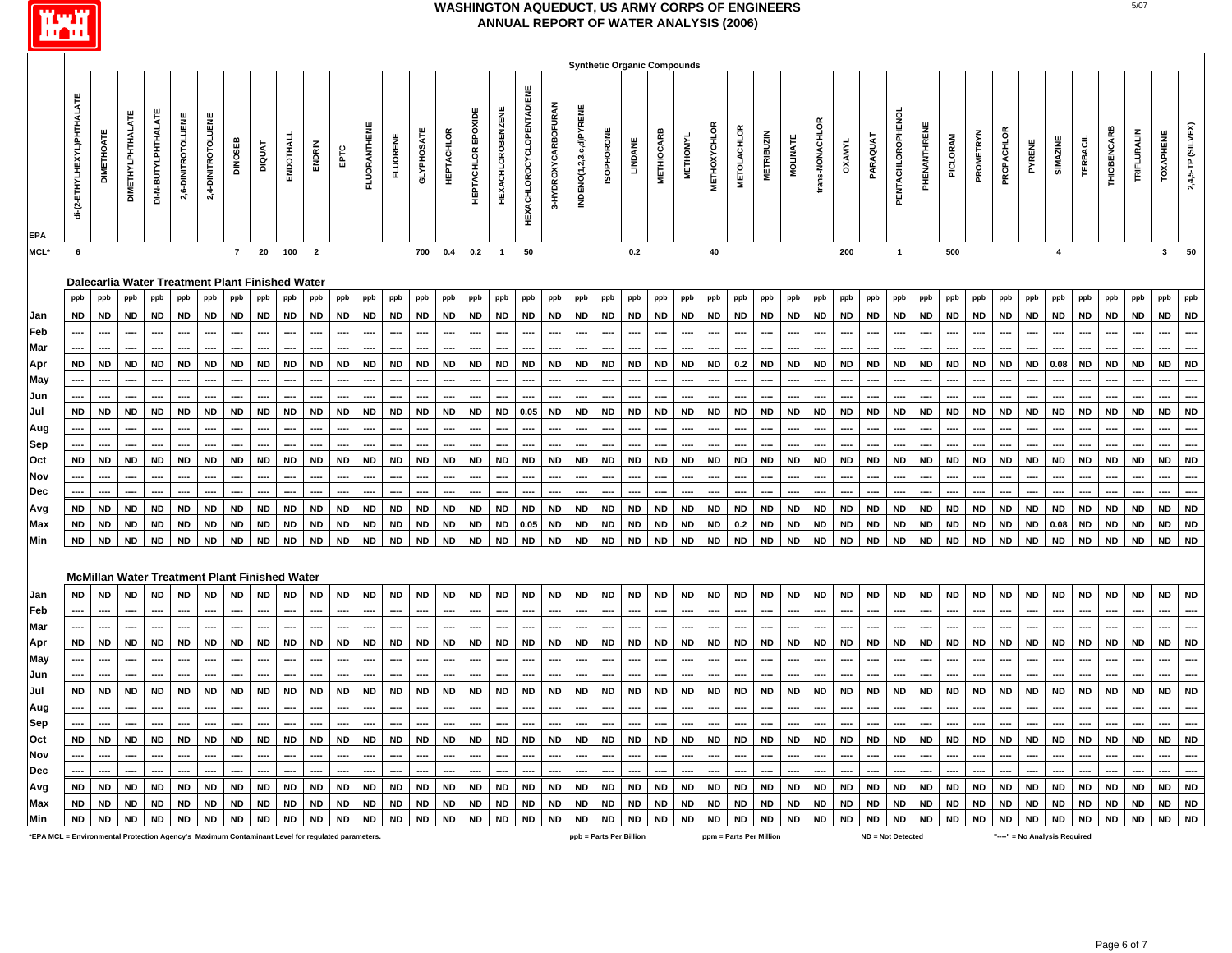# WASHINGTON AQUEDUCT, US ARMY CORPS OF ENGINEERS
## ANNUAL REPORT OF WATER ANALYSIS (2006)

### Synthetic Organic Compounds

| EPA | di-(2-ETHYLHEXYL)PHTHALATE | DIMETHOATE | DIMETHYLPHTHALATE | DI-N-BUTYLPHTHALATE | 2,6-DINITROTOLUENE | 2,4-DINITROTOLUENE | DINOSEB | DIQUAT | ENDOTHALL | ENDRIN | EPTC | FLUORANTHENE | FLUORENE | GLYPHOSATE | HEPTACHLOR | HEPTACHLOR EPOXIDE | HEXACHLOROBENZENE | HEXACHLOROCYCLOPENTADIENE | 3-HYDROXYCARBOFURAN | INDENO(1,2,3,c,d)PYRENE | ISOPHORONE | LINDANE | METHIOCARB | METHOMYL | METHOXYCHLOR | METOLACHLOR | METRIBUZIN | MOLINATE | trans-NONACHLOR | OXAMYL | PARAQUAT | PENTACHLOROPHENOL | PHENANTHRENE | PICLORAM | PROMETRYN | PROPACHLOR | PYRENE | SIMAZINE | TERBACIL | THIOBENCARB | TRIFLURALIN | TOXAPHENE | 2,4,5-TP (SILVEX) |
|---|---|---|---|---|---|---|---|---|---|---|---|---|---|---|---|---|---|---|---|---|---|---|---|---|---|---|---|---|---|---|---|---|---|---|---|---|---|---|---|---|---|---|---|
| MCL* | 6 | | | | | | 7 | 20 | 100 | 2 | | | | 700 | 0.4 | 0.2 | 1 | 50 | | | | 0.2 | | | 40 | | | | | 200 | | 1 | | 500 | | | | 4 | | | | 3 | 50 |

**Dalecarlia Water Treatment Plant Finished Water**

| | di-(2-ETHYLHEXYL)PHTHALATE | DIMETHOATE | DIMETHYLPHTHALATE | DI-N-BUTYLPHTHALATE | 2,6-DINITROTOLUENE | 2,4-DINITROTOLUENE | DINOSEB | DIQUAT | ENDOTHALL | ENDRIN | EPTC | FLUORANTHENE | FLUORENE | GLYPHOSATE | HEPTACHLOR | HEPTACHLOR EPOXIDE | HEXACHLOROBENZENE | HEXACHLOROCYCLOPENTADIENE | 3-HYDROXYCARBOFURAN | INDENO(1,2,3,c,d)PYRENE | ISOPHORONE | LINDANE | METHIOCARB | METHOMYL | METHOXYCHLOR | METOLACHLOR | METRIBUZIN | MOLINATE | trans-NONACHLOR | OXAMYL | PARAQUAT | PENTACHLOROPHENOL | PHENANTHRENE | PICLORAM | PROMETRYN | PROPACHLOR | PYRENE | SIMAZINE | TERBACIL | THIOBENCARB | TRIFLURALIN | TOXAPHENE | 2,4,5-TP (SILVEX) |
|---|---|---|---|---|---|---|---|---|---|---|---|---|---|---|---|---|---|---|---|---|---|---|---|---|---|---|---|---|---|---|---|---|---|---|---|---|---|---|---|---|---|---|---|
| | ppb | ppb | ppb | ppb | ppb | ppb | ppb | ppb | ppb | ppb | ppb | ppb | ppb | ppb | ppb | ppb | ppb | ppb | ppb | ppb | ppb | ppb | ppb | ppb | ppb | ppb | ppb | ppb | ppb | ppb | ppb | ppb | ppb | ppb | ppb | ppb | ppb | ppb | ppb | ppb | ppb | ppb | ppb |
| Jan | ND | ND | ND | ND | ND | ND | ND | ND | ND | ND | ND | ND | ND | ND | ND | ND | ND | ND | ND | ND | ND | ND | ND | ND | ND | ND | ND | ND | ND | ND | ND | ND | ND | ND | ND | ND | ND | ND | ND | ND | ND | ND | ND |
| Feb | ---- | ---- | ---- | ---- | ---- | ---- | ---- | ---- | ---- | ---- | ---- | ---- | ---- | ---- | ---- | ---- | ---- | ---- | ---- | ---- | ---- | ---- | ---- | ---- | ---- | ---- | ---- | ---- | ---- | ---- | ---- | ---- | ---- | ---- | ---- | ---- | ---- | ---- | ---- | ---- | ---- | ---- | ---- |
| Mar | ---- | ---- | ---- | ---- | ---- | ---- | ---- | ---- | ---- | ---- | ---- | ---- | ---- | ---- | ---- | ---- | ---- | ---- | ---- | ---- | ---- | ---- | ---- | ---- | ---- | ---- | ---- | ---- | ---- | ---- | ---- | ---- | ---- | ---- | ---- | ---- | ---- | ---- | ---- | ---- | ---- | ---- | ---- |
| Apr | ND | ND | ND | ND | ND | ND | ND | ND | ND | ND | ND | ND | ND | ND | ND | ND | ND | ND | ND | ND | ND | ND | ND | ND | ND | 0.2 | ND | ND | ND | ND | ND | ND | ND | ND | ND | ND | ND | 0.08 | ND | ND | ND | ND | ND |
| May | ---- | ---- | ---- | ---- | ---- | ---- | ---- | ---- | ---- | ---- | ---- | ---- | ---- | ---- | ---- | ---- | ---- | ---- | ---- | ---- | ---- | ---- | ---- | ---- | ---- | ---- | ---- | ---- | ---- | ---- | ---- | ---- | ---- | ---- | ---- | ---- | ---- | ---- | ---- | ---- | ---- | ---- | ---- |
| Jun | ---- | ---- | ---- | ---- | ---- | ---- | ---- | ---- | ---- | ---- | ---- | ---- | ---- | ---- | ---- | ---- | ---- | ---- | ---- | ---- | ---- | ---- | ---- | ---- | ---- | ---- | ---- | ---- | ---- | ---- | ---- | ---- | ---- | ---- | ---- | ---- | ---- | ---- | ---- | ---- | ---- | ---- | ---- |
| Jul | ND | ND | ND | ND | ND | ND | ND | ND | ND | ND | ND | ND | ND | ND | ND | ND | ND | 0.05 | ND | ND | ND | ND | ND | ND | ND | ND | ND | ND | ND | ND | ND | ND | ND | ND | ND | ND | ND | ND | ND | ND | ND | ND | ND |
| Aug | ---- | ---- | ---- | ---- | ---- | ---- | ---- | ---- | ---- | ---- | ---- | ---- | ---- | ---- | ---- | ---- | ---- | ---- | ---- | ---- | ---- | ---- | ---- | ---- | ---- | ---- | ---- | ---- | ---- | ---- | ---- | ---- | ---- | ---- | ---- | ---- | ---- | ---- | ---- | ---- | ---- | ---- | ---- |
| Sep | ---- | ---- | ---- | ---- | ---- | ---- | ---- | ---- | ---- | ---- | ---- | ---- | ---- | ---- | ---- | ---- | ---- | ---- | ---- | ---- | ---- | ---- | ---- | ---- | ---- | ---- | ---- | ---- | ---- | ---- | ---- | ---- | ---- | ---- | ---- | ---- | ---- | ---- | ---- | ---- | ---- | ---- | ---- |
| Oct | ND | ND | ND | ND | ND | ND | ND | ND | ND | ND | ND | ND | ND | ND | ND | ND | ND | ND | ND | ND | ND | ND | ND | ND | ND | ND | ND | ND | ND | ND | ND | ND | ND | ND | ND | ND | ND | ND | ND | ND | ND | ND | ND |
| Nov | ---- | ---- | ---- | ---- | ---- | ---- | ---- | ---- | ---- | ---- | ---- | ---- | ---- | ---- | ---- | ---- | ---- | ---- | ---- | ---- | ---- | ---- | ---- | ---- | ---- | ---- | ---- | ---- | ---- | ---- | ---- | ---- | ---- | ---- | ---- | ---- | ---- | ---- | ---- | ---- | ---- | ---- | ---- |
| Dec | ---- | ---- | ---- | ---- | ---- | ---- | ---- | ---- | ---- | ---- | ---- | ---- | ---- | ---- | ---- | ---- | ---- | ---- | ---- | ---- | ---- | ---- | ---- | ---- | ---- | ---- | ---- | ---- | ---- | ---- | ---- | ---- | ---- | ---- | ---- | ---- | ---- | ---- | ---- | ---- | ---- | ---- | ---- |
| Avg | ND | ND | ND | ND | ND | ND | ND | ND | ND | ND | ND | ND | ND | ND | ND | ND | ND | ND | ND | ND | ND | ND | ND | ND | ND | ND | ND | ND | ND | ND | ND | ND | ND | ND | ND | ND | ND | ND | ND | ND | ND | ND | ND |
| Max | ND | ND | ND | ND | ND | ND | ND | ND | ND | ND | ND | ND | ND | ND | ND | ND | ND | 0.05 | ND | ND | ND | ND | ND | ND | ND | 0.2 | ND | ND | ND | ND | ND | ND | ND | ND | ND | ND | ND | 0.08 | ND | ND | ND | ND | ND |
| Min | ND | ND | ND | ND | ND | ND | ND | ND | ND | ND | ND | ND | ND | ND | ND | ND | ND | ND | ND | ND | ND | ND | ND | ND | ND | ND | ND | ND | ND | ND | ND | ND | ND | ND | ND | ND | ND | ND | ND | ND | ND | ND | ND |

**McMillan Water Treatment Plant Finished Water**

| | di-(2-ETHYLHEXYL)PHTHALATE | DIMETHOATE | DIMETHYLPHTHALATE | DI-N-BUTYLPHTHALATE | 2,6-DINITROTOLUENE | 2,4-DINITROTOLUENE | DINOSEB | DIQUAT | ENDOTHALL | ENDRIN | EPTC | FLUORANTHENE | FLUORENE | GLYPHOSATE | HEPTACHLOR | HEPTACHLOR EPOXIDE | HEXACHLOROBENZENE | HEXACHLOROCYCLOPENTADIENE | 3-HYDROXYCARBOFURAN | INDENO(1,2,3,c,d)PYRENE | ISOPHORONE | LINDANE | METHIOCARB | METHOMYL | METHOXYCHLOR | METOLACHLOR | METRIBUZIN | MOLINATE | trans-NONACHLOR | OXAMYL | PARAQUAT | PENTACHLOROPHENOL | PHENANTHRENE | PICLORAM | PROMETRYN | PROPACHLOR | PYRENE | SIMAZINE | TERBACIL | THIOBENCARB | TRIFLURALIN | TOXAPHENE | 2,4,5-TP (SILVEX) |
|---|---|---|---|---|---|---|---|---|---|---|---|---|---|---|---|---|---|---|---|---|---|---|---|---|---|---|---|---|---|---|---|---|---|---|---|---|---|---|---|---|---|---|---|
| Jan | ND | ND | ND | ND | ND | ND | ND | ND | ND | ND | ND | ND | ND | ND | ND | ND | ND | ND | ND | ND | ND | ND | ND | ND | ND | ND | ND | ND | ND | ND | ND | ND | ND | ND | ND | ND | ND | ND | ND | ND | ND | ND | ND |
| Feb | ---- | ---- | ---- | ---- | ---- | ---- | ---- | ---- | ---- | ---- | ---- | ---- | ---- | ---- | ---- | ---- | ---- | ---- | ---- | ---- | ---- | ---- | ---- | ---- | ---- | ---- | ---- | ---- | ---- | ---- | ---- | ---- | ---- | ---- | ---- | ---- | ---- | ---- | ---- | ---- | ---- | ---- | ---- |
| Mar | ---- | ---- | ---- | ---- | ---- | ---- | ---- | ---- | ---- | ---- | ---- | ---- | ---- | ---- | ---- | ---- | ---- | ---- | ---- | ---- | ---- | ---- | ---- | ---- | ---- | ---- | ---- | ---- | ---- | ---- | ---- | ---- | ---- | ---- | ---- | ---- | ---- | ---- | ---- | ---- | ---- | ---- | ---- |
| Apr | ND | ND | ND | ND | ND | ND | ND | ND | ND | ND | ND | ND | ND | ND | ND | ND | ND | ND | ND | ND | ND | ND | ND | ND | ND | ND | ND | ND | ND | ND | ND | ND | ND | ND | ND | ND | ND | ND | ND | ND | ND | ND | ND |
| May | ---- | ---- | ---- | ---- | ---- | ---- | ---- | ---- | ---- | ---- | ---- | ---- | ---- | ---- | ---- | ---- | ---- | ---- | ---- | ---- | ---- | ---- | ---- | ---- | ---- | ---- | ---- | ---- | ---- | ---- | ---- | ---- | ---- | ---- | ---- | ---- | ---- | ---- | ---- | ---- | ---- | ---- | ---- |
| Jun | ---- | ---- | ---- | ---- | ---- | ---- | ---- | ---- | ---- | ---- | ---- | ---- | ---- | ---- | ---- | ---- | ---- | ---- | ---- | ---- | ---- | ---- | ---- | ---- | ---- | ---- | ---- | ---- | ---- | ---- | ---- | ---- | ---- | ---- | ---- | ---- | ---- | ---- | ---- | ---- | ---- | ---- | ---- |
| Jul | ND | ND | ND | ND | ND | ND | ND | ND | ND | ND | ND | ND | ND | ND | ND | ND | ND | ND | ND | ND | ND | ND | ND | ND | ND | ND | ND | ND | ND | ND | ND | ND | ND | ND | ND | ND | ND | ND | ND | ND | ND | ND | ND |
| Aug | ---- | ---- | ---- | ---- | ---- | ---- | ---- | ---- | ---- | ---- | ---- | ---- | ---- | ---- | ---- | ---- | ---- | ---- | ---- | ---- | ---- | ---- | ---- | ---- | ---- | ---- | ---- | ---- | ---- | ---- | ---- | ---- | ---- | ---- | ---- | ---- | ---- | ---- | ---- | ---- | ---- | ---- | ---- |
| Sep | ---- | ---- | ---- | ---- | ---- | ---- | ---- | ---- | ---- | ---- | ---- | ---- | ---- | ---- | ---- | ---- | ---- | ---- | ---- | ---- | ---- | ---- | ---- | ---- | ---- | ---- | ---- | ---- | ---- | ---- | ---- | ---- | ---- | ---- | ---- | ---- | ---- | ---- | ---- | ---- | ---- | ---- | ---- |
| Oct | ND | ND | ND | ND | ND | ND | ND | ND | ND | ND | ND | ND | ND | ND | ND | ND | ND | ND | ND | ND | ND | ND | ND | ND | ND | ND | ND | ND | ND | ND | ND | ND | ND | ND | ND | ND | ND | ND | ND | ND | ND | ND | ND |
| Nov | ---- | ---- | ---- | ---- | ---- | ---- | ---- | ---- | ---- | ---- | ---- | ---- | ---- | ---- | ---- | ---- | ---- | ---- | ---- | ---- | ---- | ---- | ---- | ---- | ---- | ---- | ---- | ---- | ---- | ---- | ---- | ---- | ---- | ---- | ---- | ---- | ---- | ---- | ---- | ---- | ---- | ---- | ---- |
| Dec | ---- | ---- | ---- | ---- | ---- | ---- | ---- | ---- | ---- | ---- | ---- | ---- | ---- | ---- | ---- | ---- | ---- | ---- | ---- | ---- | ---- | ---- | ---- | ---- | ---- | ---- | ---- | ---- | ---- | ---- | ---- | ---- | ---- | ---- | ---- | ---- | ---- | ---- | ---- | ---- | ---- | ---- | ---- |
| Avg | ND | ND | ND | ND | ND | ND | ND | ND | ND | ND | ND | ND | ND | ND | ND | ND | ND | ND | ND | ND | ND | ND | ND | ND | ND | ND | ND | ND | ND | ND | ND | ND | ND | ND | ND | ND | ND | ND | ND | ND | ND | ND | ND |
| Max | ND | ND | ND | ND | ND | ND | ND | ND | ND | ND | ND | ND | ND | ND | ND | ND | ND | ND | ND | ND | ND | ND | ND | ND | ND | ND | ND | ND | ND | ND | ND | ND | ND | ND | ND | ND | ND | ND | ND | ND | ND | ND | ND |
| Min | ND | ND | ND | ND | ND | ND | ND | ND | ND | ND | ND | ND | ND | ND | ND | ND | ND | ND | ND | ND | ND | ND | ND | ND | ND | ND | ND | ND | ND | ND | ND | ND | ND | ND | ND | ND | ND | ND | ND | ND | ND | ND | ND |

*EPA MCL = Environmental Protection Agency's Maximum Contaminant Level for regulated parameters.   ppb = Parts Per Billion   ppm = Parts Per Million   ND = Not Detected   "----" = No Analysis Required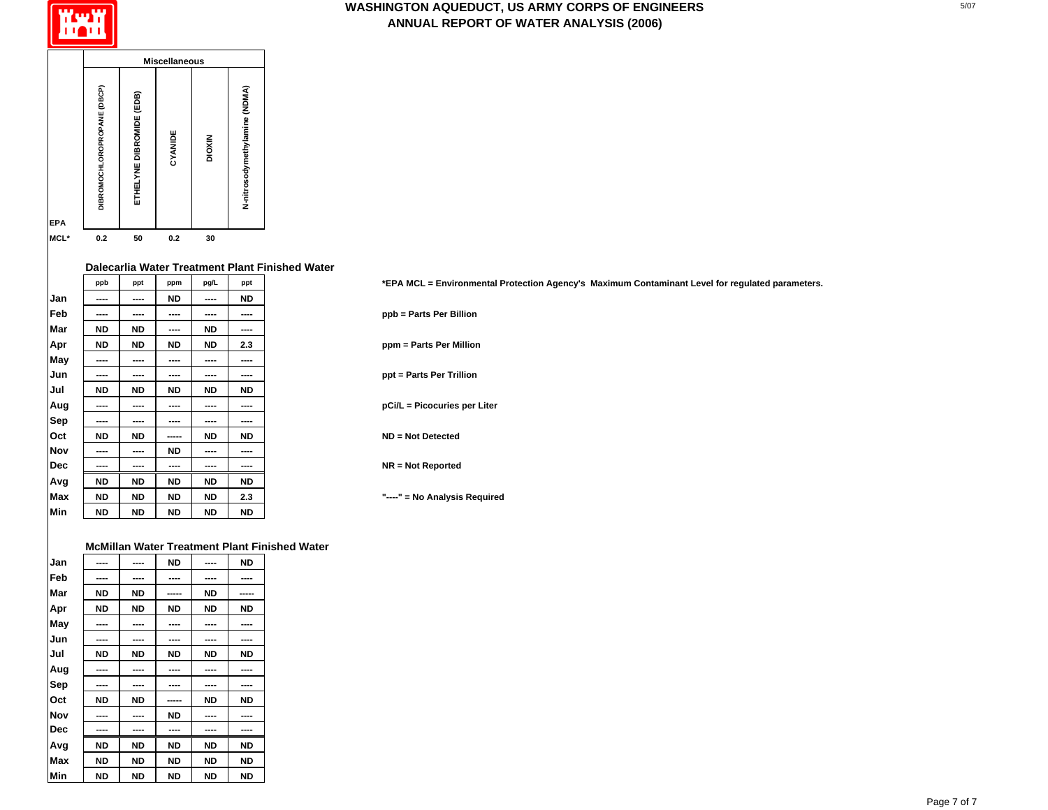# WASHINGTON AQUEDUCT, US ARMY CORPS OF ENGINEERS
## ANNUAL REPORT OF WATER ANALYSIS (2006)

| | Miscellaneous | | | | |
|---|---|---|---|---|---|
| | DIBROMOCHLOROPROPANE (DBCP) | ETHELYNE DIBROMIDE (EDB) | CYANIDE | DIOXIN | N-nitrosodymethylamine (NDMA) |
| EPA MCL* | 0.2 | 50 | 0.2 | 30 | |

### Dalecarlia Water Treatment Plant Finished Water

| | ppb | ppt | ppm | pg/L | ppt |
|---|---|---|---|---|---|
| Jan | ---- | ---- | ND | ---- | ND |
| Feb | ---- | ---- | ---- | ---- | ---- |
| Mar | ND | ND | ---- | ND | ---- |
| Apr | ND | ND | ND | ND | 2.3 |
| May | ---- | ---- | ---- | ---- | ---- |
| Jun | ---- | ---- | ---- | ---- | ---- |
| Jul | ND | ND | ND | ND | ND |
| Aug | ---- | ---- | ---- | ---- | ---- |
| Sep | ---- | ---- | ---- | ---- | ---- |
| Oct | ND | ND | ----- | ND | ND |
| Nov | ---- | ---- | ND | ---- | ---- |
| Dec | ---- | ---- | ---- | ---- | ---- |
| Avg | ND | ND | ND | ND | ND |
| Max | ND | ND | ND | ND | 2.3 |
| Min | ND | ND | ND | ND | ND |

### McMillan Water Treatment Plant Finished Water

| | | | | | |
|---|---|---|---|---|---|
| Jan | ---- | ---- | ND | ---- | ND |
| Feb | ---- | ---- | ---- | ---- | ---- |
| Mar | ND | ND | ----- | ND | ----- |
| Apr | ND | ND | ND | ND | ND |
| May | ---- | ---- | ---- | ---- | ---- |
| Jun | ---- | ---- | ---- | ---- | ---- |
| Jul | ND | ND | ND | ND | ND |
| Aug | ---- | ---- | ---- | ---- | ---- |
| Sep | ---- | ---- | ---- | ---- | ---- |
| Oct | ND | ND | ----- | ND | ND |
| Nov | ---- | ---- | ND | ---- | ---- |
| Dec | ---- | ---- | ---- | ---- | ---- |
| Avg | ND | ND | ND | ND | ND |
| Max | ND | ND | ND | ND | ND |
| Min | ND | ND | ND | ND | ND |

**\*EPA MCL = Environmental Protection Agency's Maximum Contaminant Level for regulated parameters.**

**ppb = Parts Per Billion**

**ppm = Parts Per Million**

**ppt = Parts Per Trillion**

**pCi/L = Picocuries per Liter**

**ND = Not Detected**

**NR = Not Reported**

**"----" = No Analysis Required**